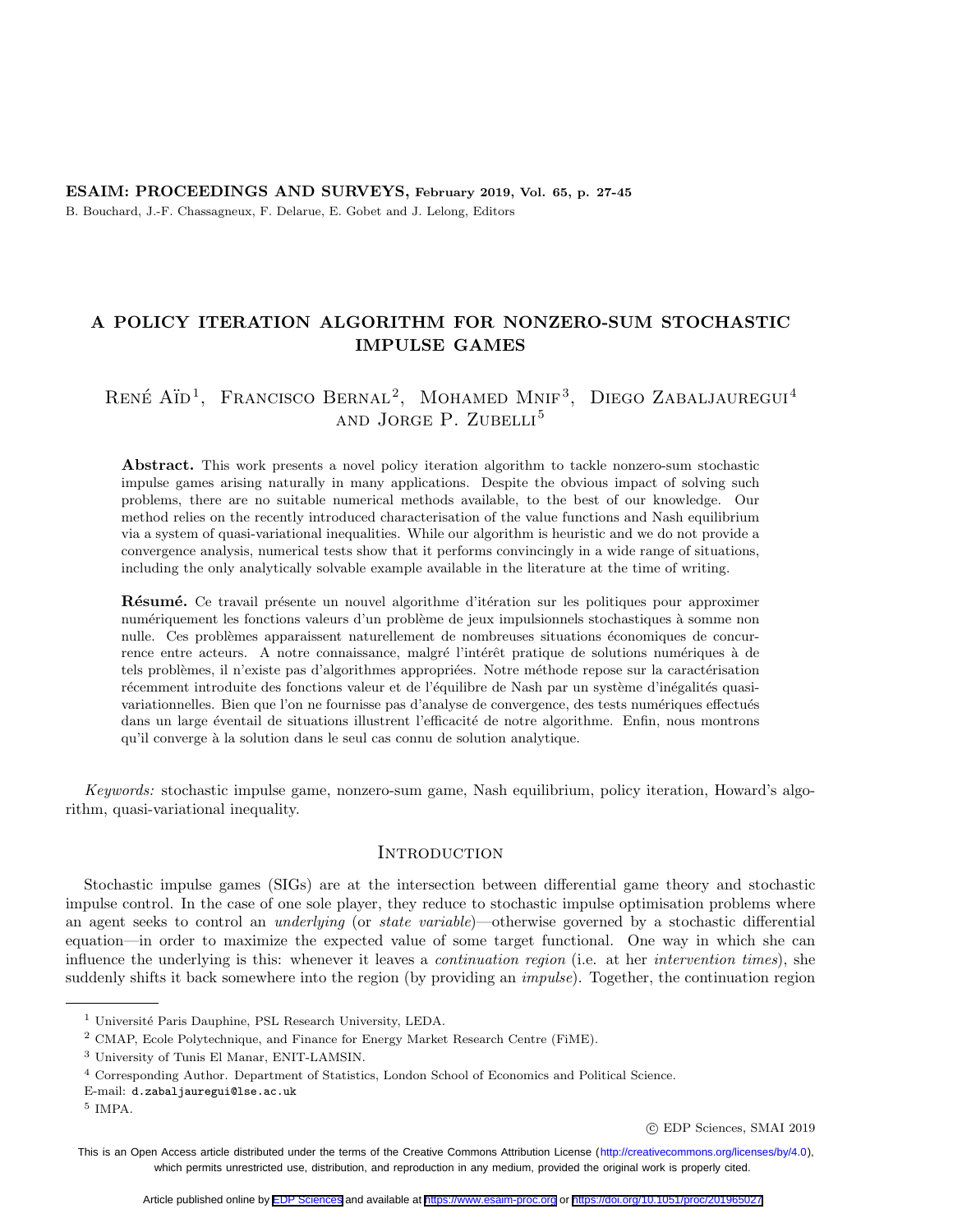**ESAIM: PROCEEDINGS AND SURVEYS, February 2019, Vol. 65, p. 27-45**
B. Bouchard, J.-F. Chassagneux, F. Delarue, E. Gobet and J. Lelong, Editors

# A POLICY ITERATION ALGORITHM FOR NONZERO-SUM STOCHASTIC IMPULSE GAMES

René Aïd[1], Francisco Bernal[2], Mohamed Mnif[3], Diego Zabaljauregui[4] and Jorge P. Zubelli[5]

**Abstract.** This work presents a novel policy iteration algorithm to tackle nonzero-sum stochastic impulse games arising naturally in many applications. Despite the obvious impact of solving such problems, there are no suitable numerical methods available, to the best of our knowledge. Our method relies on the recently introduced characterisation of the value functions and Nash equilibrium via a system of quasi-variational inequalities. While our algorithm is heuristic and we do not provide a convergence analysis, numerical tests show that it performs convincingly in a wide range of situations, including the only analytically solvable example available in the literature at the time of writing.

**Résumé.** Ce travail présente un nouvel algorithme d'itération sur les politiques pour approximer numériquement les fonctions valeurs d'un problème de jeux impulsionnels stochastiques à somme non nulle. Ces problèmes apparaissent naturellement de nombreuses situations économiques de concurrence entre acteurs. A notre connaissance, malgré l'intérêt pratique de solutions numériques à de tels problèmes, il n'existe pas d'algorithmes appropriées. Notre méthode repose sur la caractérisation récemment introduite des fonctions valeur et de l'équilibre de Nash par un système d'inégalités quasi-variationnelles. Bien que l'on ne fournisse pas d'analyse de convergence, des tests numériques effectués dans un large éventail de situations illustrent l'efficacité de notre algorithme. Enfin, nous montrons qu'il converge à la solution dans le seul cas connu de solution analytique.

*Keywords:* stochastic impulse game, nonzero-sum game, Nash equilibrium, policy iteration, Howard's algorithm, quasi-variational inequality.

## Introduction

Stochastic impulse games (SIGs) are at the intersection between differential game theory and stochastic impulse control. In the case of one sole player, they reduce to stochastic impulse optimisation problems where an agent seeks to control an *underlying* (or *state variable*)—otherwise governed by a stochastic differential equation—in order to maximize the expected value of some target functional. One way in which she can influence the underlying is this: whenever it leaves a *continuation region* (i.e. at her *intervention times*), she suddenly shifts it back somewhere into the region (by providing an *impulse*). Together, the continuation region

---

[1] Université Paris Dauphine, PSL Research University, LEDA.

[2] CMAP, Ecole Polytechnique, and Finance for Energy Market Research Centre (FiME).

[3] University of Tunis El Manar, ENIT-LAMSIN.

[4] Corresponding Author. Department of Statistics, London School of Economics and Political Science.
E-mail: d.zabaljauregui@lse.ac.uk

[5] IMPA.

© EDP Sciences, SMAI 2019

This is an Open Access article distributed under the terms of the Creative Commons Attribution License (http://creativecommons.org/licenses/by/4.0), which permits unrestricted use, distribution, and reproduction in any medium, provided the original work is properly cited.

Article published online by EDP Sciences and available at https://www.esaim-proc.org or https://doi.org/10.1051/proc/201965027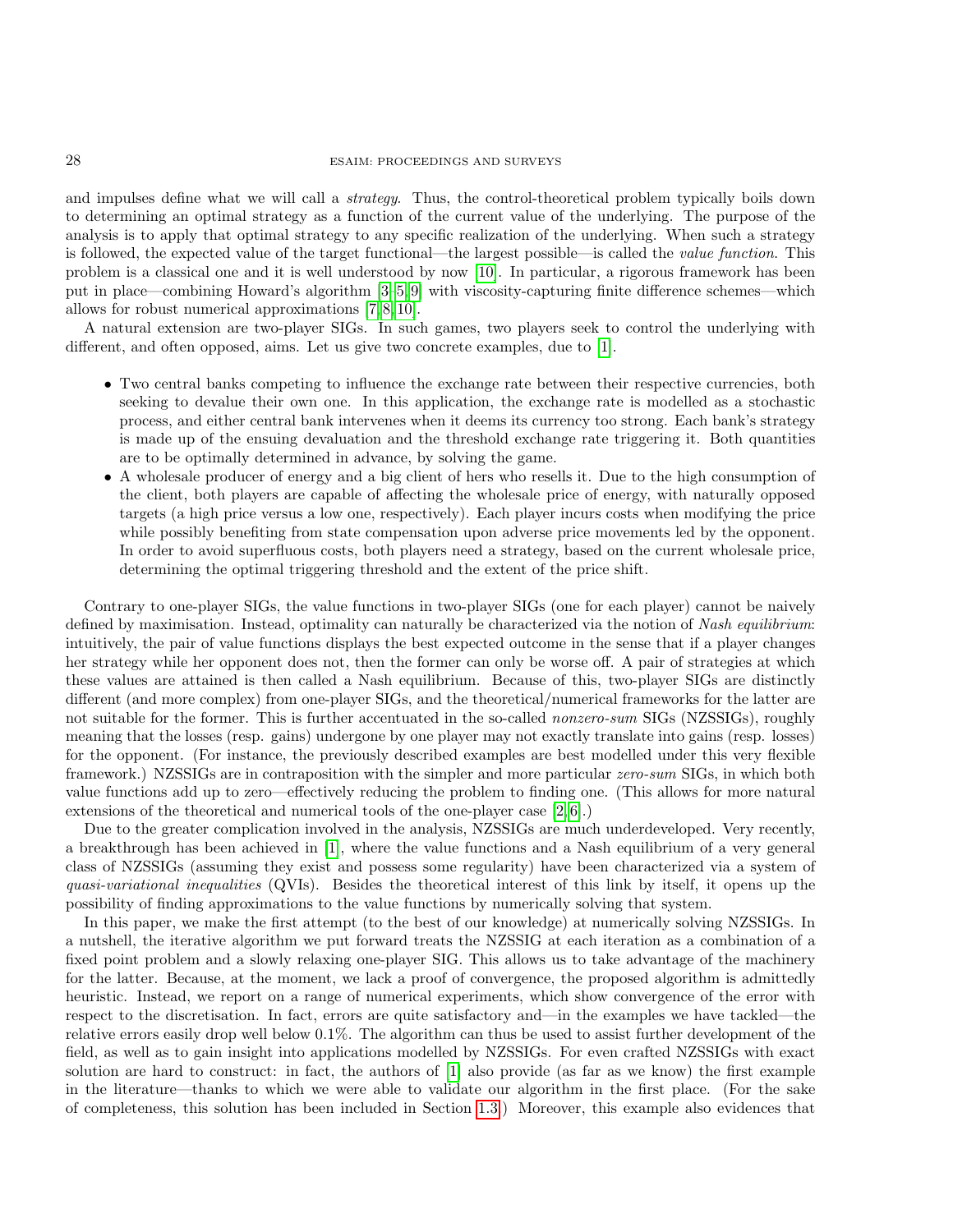and impulses define what we will call a *strategy*. Thus, the control-theoretical problem typically boils down to determining an optimal strategy as a function of the current value of the underlying. The purpose of the analysis is to apply that optimal strategy to any specific realization of the underlying. When such a strategy is followed, the expected value of the target functional—the largest possible—is called the *value function*. This problem is a classical one and it is well understood by now [10]. In particular, a rigorous framework has been put in place—combining Howard's algorithm [3–5, 9] with viscosity-capturing finite difference schemes—which allows for robust numerical approximations [7, 8, 10].

A natural extension are two-player SIGs. In such games, two players seek to control the underlying with different, and often opposed, aims. Let us give two concrete examples, due to [1].

- Two central banks competing to influence the exchange rate between their respective currencies, both seeking to devalue their own one. In this application, the exchange rate is modelled as a stochastic process, and either central bank intervenes when it deems its currency too strong. Each bank's strategy is made up of the ensuing devaluation and the threshold exchange rate triggering it. Both quantities are to be optimally determined in advance, by solving the game.
- A wholesale producer of energy and a big client of hers who resells it. Due to the high consumption of the client, both players are capable of affecting the wholesale price of energy, with naturally opposed targets (a high price versus a low one, respectively). Each player incurs costs when modifying the price while possibly benefiting from state compensation upon adverse price movements led by the opponent. In order to avoid superfluous costs, both players need a strategy, based on the current wholesale price, determining the optimal triggering threshold and the extent of the price shift.

Contrary to one-player SIGs, the value functions in two-player SIGs (one for each player) cannot be naively defined by maximisation. Instead, optimality can naturally be characterized via the notion of *Nash equilibrium*: intuitively, the pair of value functions displays the best expected outcome in the sense that if a player changes her strategy while her opponent does not, then the former can only be worse off. A pair of strategies at which these values are attained is then called a Nash equilibrium. Because of this, two-player SIGs are distinctly different (and more complex) from one-player SIGs, and the theoretical/numerical frameworks for the latter are not suitable for the former. This is further accentuated in the so-called *nonzero-sum* SIGs (NZSSIGs), roughly meaning that the losses (resp. gains) undergone by one player may not exactly translate into gains (resp. losses) for the opponent. (For instance, the previously described examples are best modelled under this very flexible framework.) NZSSIGs are in contraposition with the simpler and more particular *zero-sum* SIGs, in which both value functions add up to zero—effectively reducing the problem to finding one. (This allows for more natural extensions of the theoretical and numerical tools of the one-player case [2, 6].)

Due to the greater complication involved in the analysis, NZSSIGs are much underdeveloped. Very recently, a breakthrough has been achieved in [1], where the value functions and a Nash equilibrium of a very general class of NZSSIGs (assuming they exist and possess some regularity) have been characterized via a system of *quasi-variational inequalities* (QVIs). Besides the theoretical interest of this link by itself, it opens up the possibility of finding approximations to the value functions by numerically solving that system.

In this paper, we make the first attempt (to the best of our knowledge) at numerically solving NZSSIGs. In a nutshell, the iterative algorithm we put forward treats the NZSSIG at each iteration as a combination of a fixed point problem and a slowly relaxing one-player SIG. This allows us to take advantage of the machinery for the latter. Because, at the moment, we lack a proof of convergence, the proposed algorithm is admittedly heuristic. Instead, we report on a range of numerical experiments, which show convergence of the error with respect to the discretisation. In fact, errors are quite satisfactory and—in the examples we have tackled—the relative errors easily drop well below 0.1%. The algorithm can thus be used to assist further development of the field, as well as to gain insight into applications modelled by NZSSIGs. For even crafted NZSSIGs with exact solution are hard to construct: in fact, the authors of [1] also provide (as far as we know) the first example in the literature—thanks to which we were able to validate our algorithm in the first place. (For the sake of completeness, this solution has been included in Section 1.3.) Moreover, this example also evidences that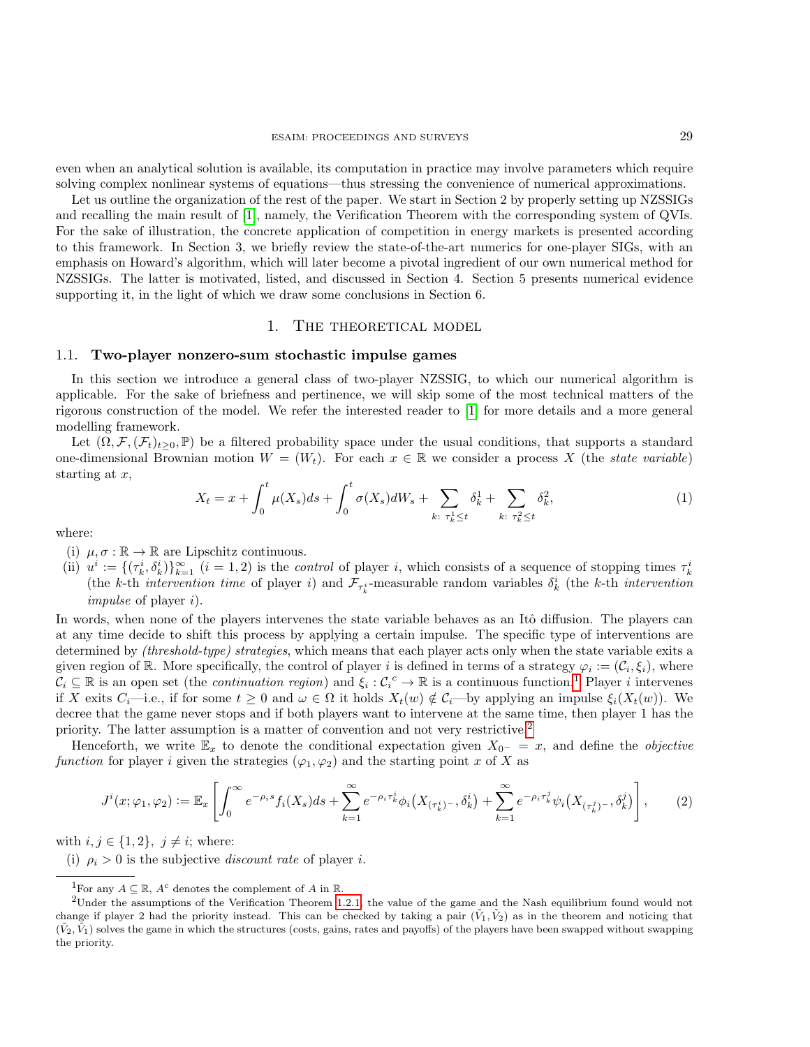even when an analytical solution is available, its computation in practice may involve parameters which require solving complex nonlinear systems of equations—thus stressing the convenience of numerical approximations.

Let us outline the organization of the rest of the paper. We start in Section 2 by properly setting up NZSSIGs and recalling the main result of [1], namely, the Verification Theorem with the corresponding system of QVIs. For the sake of illustration, the concrete application of competition in energy markets is presented according to this framework. In Section 3, we briefly review the state-of-the-art numerics for one-player SIGs, with an emphasis on Howard's algorithm, which will later become a pivotal ingredient of our own numerical method for NZSSIGs. The latter is motivated, listed, and discussed in Section 4. Section 5 presents numerical evidence supporting it, in the light of which we draw some conclusions in Section 6.

## 1. The theoretical model

### 1.1. Two-player nonzero-sum stochastic impulse games

In this section we introduce a general class of two-player NZSSIG, to which our numerical algorithm is applicable. For the sake of briefness and pertinence, we will skip some of the most technical matters of the rigorous construction of the model. We refer the interested reader to [1] for more details and a more general modelling framework.

Let $(\Omega, \mathcal{F}, (\mathcal{F}_t)_{t\geq 0}, \mathbb{P})$ be a filtered probability space under the usual conditions, that supports a standard one-dimensional Brownian motion $W = (W_t)$. For each $x \in \mathbb{R}$ we consider a process $X$ (the *state variable*) starting at $x$,

$$X_t = x + \int_0^t \mu(X_s)ds + \int_0^t \sigma(X_s)dW_s + \sum_{k:\ \tau_k^1 \leq t} \delta_k^1 + \sum_{k:\ \tau_k^2 \leq t} \delta_k^2, \tag{1}$$

where:

(i) $\mu, \sigma : \mathbb{R} \to \mathbb{R}$ are Lipschitz continuous.

(ii) $u^i := \{(\tau_k^i, \delta_k^i)\}_{k=1}^{\infty}$ $(i = 1, 2)$ is the *control* of player $i$, which consists of a sequence of stopping times $\tau_k^i$ (the $k$-th *intervention time* of player $i$) and $\mathcal{F}_{\tau_k^i}$-measurable random variables $\delta_k^i$ (the $k$-th *intervention impulse* of player $i$).

In words, when none of the players intervenes the state variable behaves as an Itô diffusion. The players can at any time decide to shift this process by applying a certain impulse. The specific type of interventions are determined by *(threshold-type) strategies*, which means that each player acts only when the state variable exits a given region of $\mathbb{R}$. More specifically, the control of player $i$ is defined in terms of a strategy $\varphi_i := (\mathcal{C}_i, \xi_i)$, where $\mathcal{C}_i \subseteq \mathbb{R}$ is an open set (the *continuation region*) and $\xi_i : {\mathcal{C}_i}^c \to \mathbb{R}$ is a continuous function.[1] Player $i$ intervenes if $X$ exits $C_i$—i.e., if for some $t \geq 0$ and $\omega \in \Omega$ it holds $X_t(w) \notin \mathcal{C}_i$—by applying an impulse $\xi_i(X_t(w))$. We decree that the game never stops and if both players want to intervene at the same time, then player 1 has the priority. The latter assumption is a matter of convention and not very restrictive.[2]

Henceforth, we write $\mathbb{E}_x$ to denote the conditional expectation given $X_{0^-} = x$, and define the *objective function* for player $i$ given the strategies $(\varphi_1, \varphi_2)$ and the starting point $x$ of $X$ as

$$J^i(x; \varphi_1, \varphi_2) := \mathbb{E}_x \left[ \int_0^\infty e^{-\rho_i s} f_i(X_s)ds + \sum_{k=1}^{\infty} e^{-\rho_i \tau_k^i} \phi_i\big(X_{(\tau_k^i)^-}, \delta_k^i\big) + \sum_{k=1}^{\infty} e^{-\rho_i \tau_k^j} \psi_i\big(X_{(\tau_k^j)^-}, \delta_k^j\big) \right], \tag{2}$$

with $i, j \in \{1, 2\},\ j \neq i$; where:

(i) $\rho_i > 0$ is the subjective *discount rate* of player $i$.

---

[1] For any $A \subseteq \mathbb{R}$, $A^c$ denotes the complement of $A$ in $\mathbb{R}$.

[2] Under the assumptions of the Verification Theorem 1.2.1, the value of the game and the Nash equilibrium found would not change if player 2 had the priority instead. This can be checked by taking a pair $(\tilde{V}_1, \tilde{V}_2)$ as in the theorem and noticing that $(\tilde{V}_2, \tilde{V}_1)$ solves the game in which the structures (costs, gains, rates and payoffs) of the players have been swapped without swapping the priority.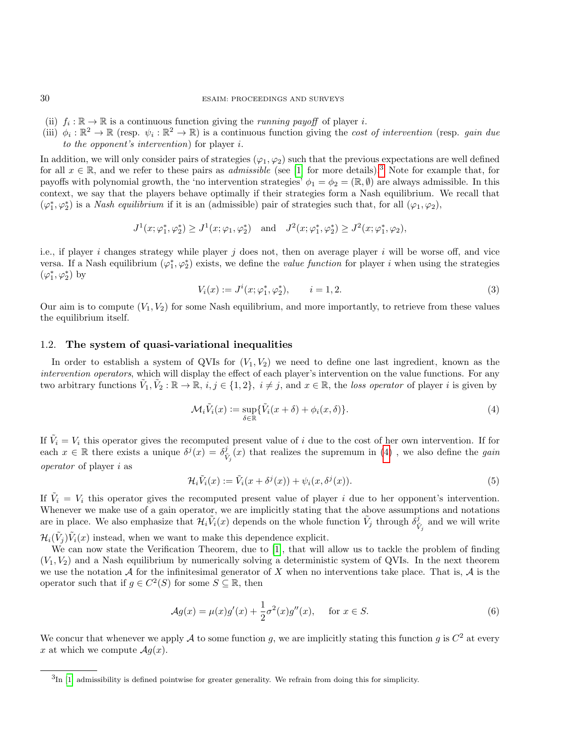(ii) $f_i : \mathbb{R} \to \mathbb{R}$ is a continuous function giving the *running payoff* of player $i$.
(iii) $\phi_i : \mathbb{R}^2 \to \mathbb{R}$ (resp. $\psi_i : \mathbb{R}^2 \to \mathbb{R}$) is a continuous function giving the *cost of intervention* (resp. *gain due to the opponent's intervention*) for player $i$.

In addition, we will only consider pairs of strategies $(\varphi_1, \varphi_2)$ such that the previous expectations are well defined for all $x \in \mathbb{R}$, and we refer to these pairs as *admissible* (see [1] for more details).[3] Note for example that, for payoffs with polynomial growth, the 'no intervention strategies' $\phi_1 = \phi_2 = (\mathbb{R}, \emptyset)$ are always admissible. In this context, we say that the players behave optimally if their strategies form a Nash equilibrium. We recall that $(\varphi_1^*, \varphi_2^*)$ is a *Nash equilibrium* if it is an (admissible) pair of strategies such that, for all $(\varphi_1, \varphi_2)$,

$$J^1(x; \varphi_1^*, \varphi_2^*) \geq J^1(x; \varphi_1, \varphi_2^*) \quad \text{and} \quad J^2(x; \varphi_1^*, \varphi_2^*) \geq J^2(x; \varphi_1^*, \varphi_2),$$

i.e., if player $i$ changes strategy while player $j$ does not, then on average player $i$ will be worse off, and vice versa. If a Nash equilibrium $(\varphi_1^*, \varphi_2^*)$ exists, we define the *value function* for player $i$ when using the strategies $(\varphi_1^*, \varphi_2^*)$ by

$$V_i(x) := J^i(x; \varphi_1^*, \varphi_2^*), \qquad i = 1, 2. \tag{3}$$

Our aim is to compute $(V_1, V_2)$ for some Nash equilibrium, and more importantly, to retrieve from these values the equilibrium itself.

### 1.2. The system of quasi-variational inequalities

In order to establish a system of QVIs for $(V_1, V_2)$ we need to define one last ingredient, known as the *intervention operators*, which will display the effect of each player's intervention on the value functions. For any two arbitrary functions $\tilde{V}_1, \tilde{V}_2 : \mathbb{R} \to \mathbb{R}$, $i, j \in \{1, 2\}$, $i \neq j$, and $x \in \mathbb{R}$, the *loss operator* of player $i$ is given by

$$\mathcal{M}_i \tilde{V}_i(x) := \sup_{\delta \in \mathbb{R}} \{\tilde{V}_i(x + \delta) + \phi_i(x, \delta)\}. \tag{4}$$

If $\tilde{V}_i = V_i$ this operator gives the recomputed present value of $i$ due to the cost of her own intervention. If for each $x \in \mathbb{R}$ there exists a unique $\delta^j(x) = \delta^j_{\tilde{V}_j}(x)$ that realizes the supremum in (4) , we also define the *gain operator* of player $i$ as

$$\mathcal{H}_i \tilde{V}_i(x) := \tilde{V}_i(x + \delta^j(x)) + \psi_i(x, \delta^j(x)). \tag{5}$$

If $\tilde{V}_i = V_i$ this operator gives the recomputed present value of player $i$ due to her opponent's intervention. Whenever we make use of a gain operator, we are implicitly stating that the above assumptions and notations are in place. We also emphasize that $\mathcal{H}_i \tilde{V}_i(x)$ depends on the whole function $\tilde{V}_j$ through $\delta^j_{\tilde{V}_j}$ and we will write $\mathcal{H}_i(\tilde{V}_j)\tilde{V}_i(x)$ instead, when we want to make this dependence explicit.

We can now state the Verification Theorem, due to [1], that will allow us to tackle the problem of finding $(V_1, V_2)$ and a Nash equilibrium by numerically solving a deterministic system of QVIs. In the next theorem we use the notation $\mathcal{A}$ for the infinitesimal generator of $X$ when no interventions take place. That is, $\mathcal{A}$ is the operator such that if $g \in C^2(S)$ for some $S \subseteq \mathbb{R}$, then

$$\mathcal{A}g(x) = \mu(x)g'(x) + \frac{1}{2}\sigma^2(x)g''(x), \quad \text{for } x \in S. \tag{6}$$

We concur that whenever we apply $\mathcal{A}$ to some function $g$, we are implicitly stating this function $g$ is $C^2$ at every $x$ at which we compute $\mathcal{A}g(x)$.

[3] In [1] admissibility is defined pointwise for greater generality. We refrain from doing this for simplicity.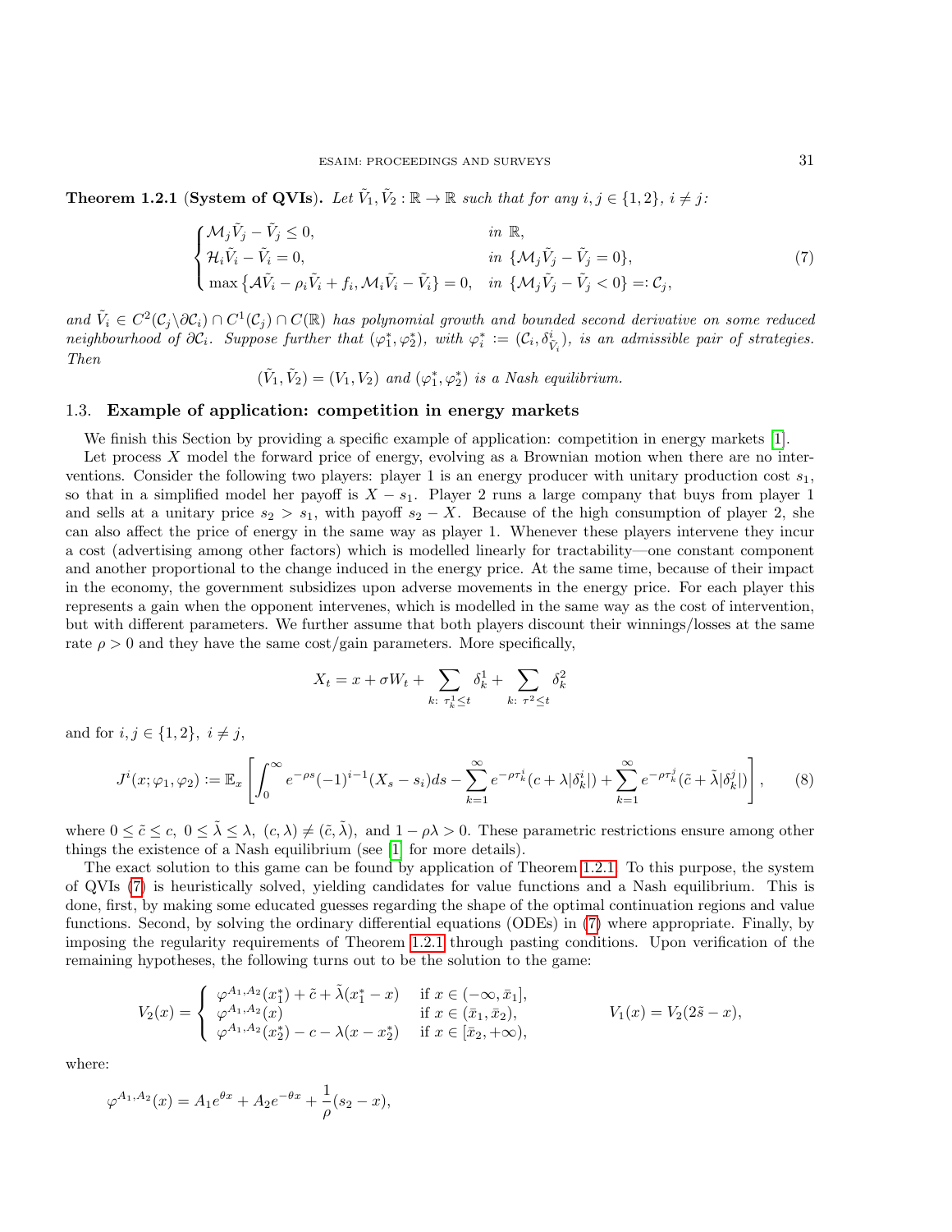**Theorem 1.2.1 (System of QVIs).** *Let $\tilde{V}_1, \tilde{V}_2 : \mathbb{R} \to \mathbb{R}$ such that for any $i, j \in \{1, 2\}$, $i \neq j$:*

$$\begin{cases} \mathcal{M}_j \tilde{V}_j - \tilde{V}_j \leq 0, & \text{in } \mathbb{R}, \\ \mathcal{H}_i \tilde{V}_i - \tilde{V}_i = 0, & \text{in } \{\mathcal{M}_j \tilde{V}_j - \tilde{V}_j = 0\}, \\ \max\left\{ \mathcal{A}\tilde{V}_i - \rho_i \tilde{V}_i + f_i, \mathcal{M}_i \tilde{V}_i - \tilde{V}_i \right\} = 0, & \text{in } \{\mathcal{M}_j \tilde{V}_j - \tilde{V}_j < 0\} =: \mathcal{C}_j, \end{cases} \tag{7}$$

*and $\tilde{V}_i \in C^2(\mathcal{C}_j \backslash \partial \mathcal{C}_i) \cap C^1(\mathcal{C}_j) \cap C(\mathbb{R})$ has polynomial growth and bounded second derivative on some reduced neighbourhood of $\partial \mathcal{C}_i$. Suppose further that $(\varphi_1^*, \varphi_2^*)$, with $\varphi_i^* := (\mathcal{C}_i, \delta^i_{\tilde{V}_i})$, is an admissible pair of strategies. Then*

$$(\tilde{V}_1, \tilde{V}_2) = (V_1, V_2) \text{ and } (\varphi_1^*, \varphi_2^*) \text{ is a Nash equilibrium.}$$

### 1.3. Example of application: competition in energy markets

We finish this Section by providing a specific example of application: competition in energy markets [1].

Let process $X$ model the forward price of energy, evolving as a Brownian motion when there are no interventions. Consider the following two players: player 1 is an energy producer with unitary production cost $s_1$, so that in a simplified model her payoff is $X - s_1$. Player 2 runs a large company that buys from player 1 and sells at a unitary price $s_2 > s_1$, with payoff $s_2 - X$. Because of the high consumption of player 2, she can also affect the price of energy in the same way as player 1. Whenever these players intervene they incur a cost (advertising among other factors) which is modelled linearly for tractability—one constant component and another proportional to the change induced in the energy price. At the same time, because of their impact in the economy, the government subsidizes upon adverse movements in the energy price. For each player this represents a gain when the opponent intervenes, which is modelled in the same way as the cost of intervention, but with different parameters. We further assume that both players discount their winnings/losses at the same rate $\rho > 0$ and they have the same cost/gain parameters. More specifically,

$$X_t = x + \sigma W_t + \sum_{k:\ \tau_k^1 \leq t} \delta_k^1 + \sum_{k:\ \tau^2 \leq t} \delta_k^2$$

and for $i, j \in \{1, 2\}$, $i \neq j$,

$$J^i(x; \varphi_1, \varphi_2) := \mathbb{E}_x \left[ \int_0^\infty e^{-\rho s} (-1)^{i-1} (X_s - s_i) ds - \sum_{k=1}^\infty e^{-\rho \tau_k^i} (c + \lambda |\delta_k^i|) + \sum_{k=1}^\infty e^{-\rho \tau_k^j} (\tilde{c} + \tilde{\lambda} |\delta_k^j|) \right], \tag{8}$$

where $0 \leq \tilde{c} \leq c$, $0 \leq \tilde{\lambda} \leq \lambda$, $(c, \lambda) \neq (\tilde{c}, \tilde{\lambda})$, and $1 - \rho\lambda > 0$. These parametric restrictions ensure among other things the existence of a Nash equilibrium (see [1] for more details).

The exact solution to this game can be found by application of Theorem 1.2.1. To this purpose, the system of QVIs (7) is heuristically solved, yielding candidates for value functions and a Nash equilibrium. This is done, first, by making some educated guesses regarding the shape of the optimal continuation regions and value functions. Second, by solving the ordinary differential equations (ODEs) in (7) where appropriate. Finally, by imposing the regularity requirements of Theorem 1.2.1 through pasting conditions. Upon verification of the remaining hypotheses, the following turns out to be the solution to the game:

$$V_2(x) = \begin{cases} \varphi^{A_1, A_2}(x_1^*) + \tilde{c} + \tilde{\lambda}(x_1^* - x) & \text{if } x \in (-\infty, \bar{x}_1], \\ \varphi^{A_1, A_2}(x) & \text{if } x \in (\bar{x}_1, \bar{x}_2), \\ \varphi^{A_1, A_2}(x_2^*) - c - \lambda(x - x_2^*) & \text{if } x \in [\bar{x}_2, +\infty), \end{cases} \qquad V_1(x) = V_2(2\tilde{s} - x),$$

where:

$$\varphi^{A_1, A_2}(x) = A_1 e^{\theta x} + A_2 e^{-\theta x} + \frac{1}{\rho}(s_2 - x),$$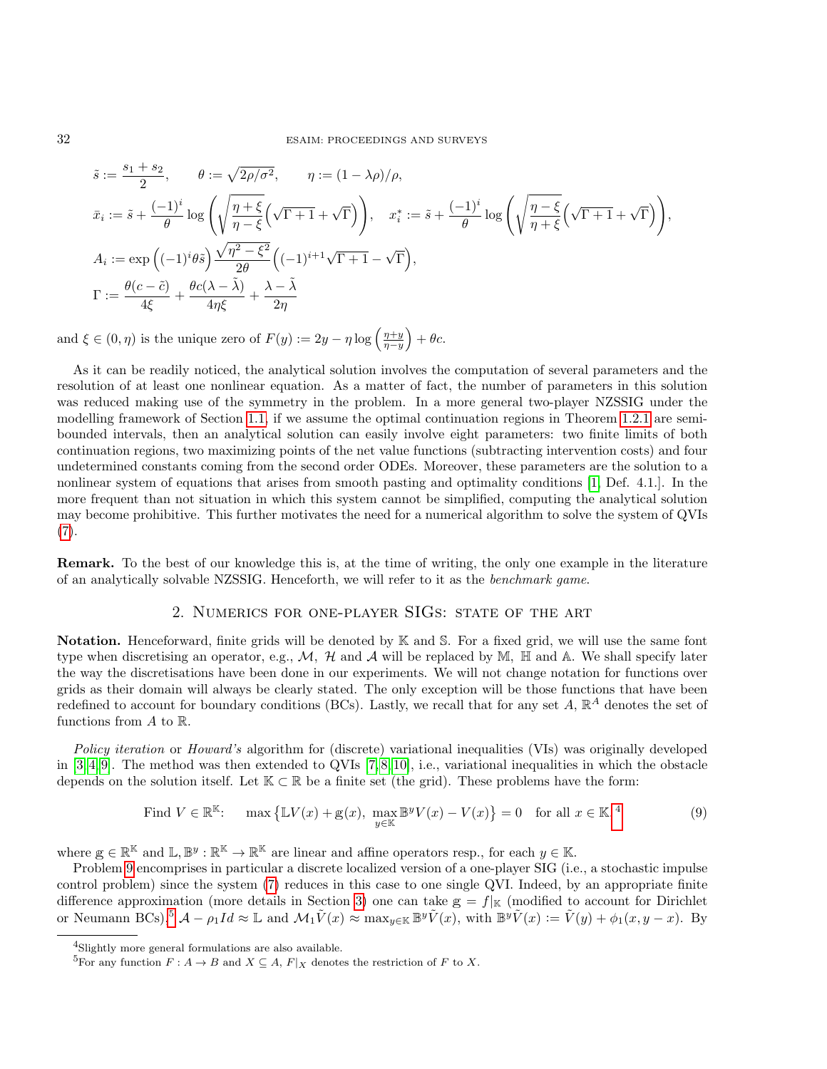$$\tilde{s} := \frac{s_1 + s_2}{2}, \qquad \theta := \sqrt{2\rho/\sigma^2}, \qquad \eta := (1 - \lambda\rho)/\rho,$$

$$\bar{x}_i := \tilde{s} + \frac{(-1)^i}{\theta} \log\left(\sqrt{\frac{\eta + \xi}{\eta - \xi}}\Big(\sqrt{\Gamma + 1} + \sqrt{\Gamma}\Big)\right), \quad x_i^* := \tilde{s} + \frac{(-1)^i}{\theta} \log\left(\sqrt{\frac{\eta - \xi}{\eta + \xi}}\Big(\sqrt{\Gamma + 1} + \sqrt{\Gamma}\Big)\right),$$

$$A_i := \exp\Big((-1)^i \theta \tilde{s}\Big) \frac{\sqrt{\eta^2 - \xi^2}}{2\theta} \Big((-1)^{i+1}\sqrt{\Gamma + 1} - \sqrt{\Gamma}\Big),$$

$$\Gamma := \frac{\theta(c - \tilde{c})}{4\xi} + \frac{\theta c(\lambda - \tilde{\lambda})}{4\eta\xi} + \frac{\lambda - \tilde{\lambda}}{2\eta}$$

and $\xi \in (0, \eta)$ is the unique zero of $F(y) := 2y - \eta \log\left(\frac{\eta + y}{\eta - y}\right) + \theta c$.

As it can be readily noticed, the analytical solution involves the computation of several parameters and the resolution of at least one nonlinear equation. As a matter of fact, the number of parameters in this solution was reduced making use of the symmetry in the problem. In a more general two-player NZSSIG under the modelling framework of Section 1.1, if we assume the optimal continuation regions in Theorem 1.2.1 are semi-bounded intervals, then an analytical solution can easily involve eight parameters: two finite limits of both continuation regions, two maximizing points of the net value functions (subtracting intervention costs) and four undetermined constants coming from the second order ODEs. Moreover, these parameters are the solution to a nonlinear system of equations that arises from smooth pasting and optimality conditions [1, Def. 4.1.]. In the more frequent than not situation in which this system cannot be simplified, computing the analytical solution may become prohibitive. This further motivates the need for a numerical algorithm to solve the system of QVIs (7).

**Remark.** To the best of our knowledge this is, at the time of writing, the only one example in the literature of an analytically solvable NZSSIG. Henceforth, we will refer to it as the *benchmark game*.

## 2. Numerics for one-player SIGs: state of the art

**Notation.** Henceforward, finite grids will be denoted by $\mathbb{K}$ and $\mathbb{S}$. For a fixed grid, we will use the same font type when discretising an operator, e.g., $\mathcal{M}$, $\mathcal{H}$ and $\mathcal{A}$ will be replaced by $\mathbb{M}$, $\mathbb{H}$ and $\mathbb{A}$. We shall specify later the way the discretisations have been done in our experiments. We will not change notation for functions over grids as their domain will always be clearly stated. The only exception will be those functions that have been redefined to account for boundary conditions (BCs). Lastly, we recall that for any set $A$, $\mathbb{R}^A$ denotes the set of functions from $A$ to $\mathbb{R}$.

*Policy iteration* or *Howard's* algorithm for (discrete) variational inequalities (VIs) was originally developed in [3, 4, 9]. The method was then extended to QVIs [7, 8, 10], i.e., variational inequalities in which the obstacle depends on the solution itself. Let $\mathbb{K} \subset \mathbb{R}$ be a finite set (the grid). These problems have the form:

$$\text{Find } V \in \mathbb{R}^{\mathbb{K}}: \quad \max\left\{\mathbb{L}V(x) + \mathrm{g}(x),\ \max_{y \in \mathbb{K}} \mathbb{B}^y V(x) - V(x)\right\} = 0 \quad \text{for all } x \in \mathbb{K}.\text{[4]} \tag{9}$$

where $\mathrm{g} \in \mathbb{R}^{\mathbb{K}}$ and $\mathbb{L}, \mathbb{B}^y : \mathbb{R}^{\mathbb{K}} \to \mathbb{R}^{\mathbb{K}}$ are linear and affine operators resp., for each $y \in \mathbb{K}$.

Problem 9 encompises in particular a discrete localized version of a one-player SIG (i.e., a stochastic impulse control problem) since the system (7) reduces in this case to one single QVI. Indeed, by an appropriate finite difference approximation (more details in Section 3) one can take $\mathrm{g} = f|_{\mathbb{K}}$ (modified to account for Dirichlet or Neumann BCs),[5] $\mathcal{A} - \rho_1 Id \approx \mathbb{L}$ and $\mathcal{M}_1 \tilde{V}(x) \approx \max_{y \in \mathbb{K}} \mathbb{B}^y \tilde{V}(x)$, with $\mathbb{B}^y \tilde{V}(x) := \tilde{V}(y) + \phi_1(x, y - x)$. By

[4] Slightly more general formulations are also available.

[5] For any function $F : A \to B$ and $X \subseteq A$, $F|_X$ denotes the restriction of $F$ to $X$.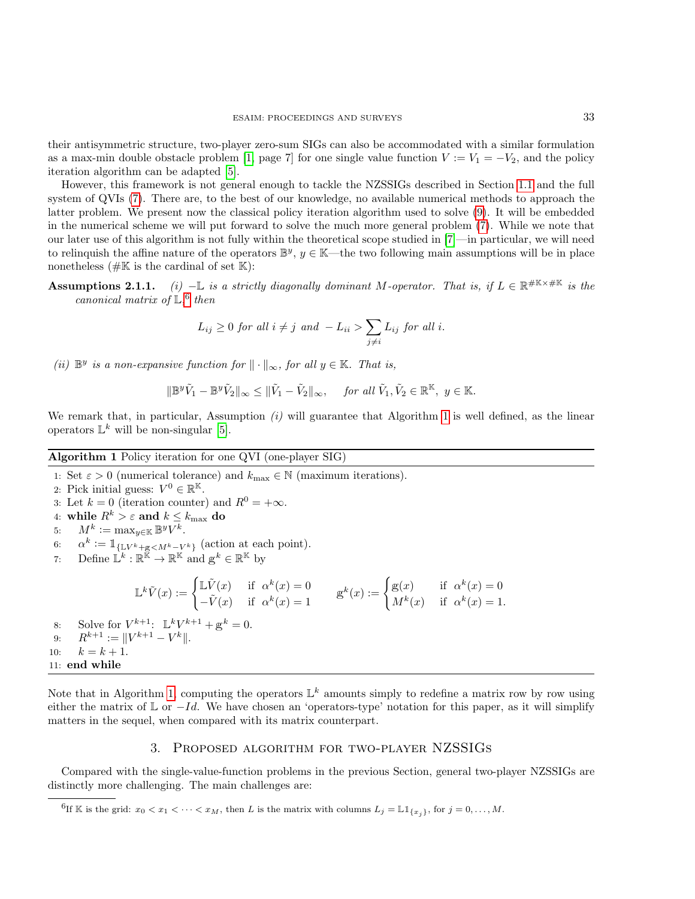their antisymmetric structure, two-player zero-sum SIGs can also be accommodated with a similar formulation as a max-min double obstacle problem [1, page 7] for one single value function $V := V_1 = -V_2$, and the policy iteration algorithm can be adapted [5].

However, this framework is not general enough to tackle the NZSSIGs described in Section 1.1 and the full system of QVIs (7). There are, to the best of our knowledge, no available numerical methods to approach the latter problem. We present now the classical policy iteration algorithm used to solve (9). It will be embedded in the numerical scheme we will put forward to solve the much more general problem (7). While we note that our later use of this algorithm is not fully within the theoretical scope studied in [7]—in particular, we will need to relinquish the affine nature of the operators $\mathbb{B}^y$, $y \in \mathbb{K}$—the two following main assumptions will be in place nonetheless ($\#\mathbb{K}$ is the cardinal of set $\mathbb{K}$):

**Assumptions 2.1.1.** *(i) $-\mathbb{L}$ is a strictly diagonally dominant M-operator. That is, if $L \in \mathbb{R}^{\#\mathbb{K}\times\#\mathbb{K}}$ is the canonical matrix of $\mathbb{L}$,[6] then*

$$L_{ij} \geq 0 \text{ for all } i \neq j \text{ and } -L_{ii} > \sum_{j\neq i} L_{ij} \text{ for all } i.$$

*(ii) $\mathbb{B}^y$ is a non-expansive function for $\|\cdot\|_\infty$, for all $y \in \mathbb{K}$. That is,*

$$\|\mathbb{B}^y\tilde{V}_1 - \mathbb{B}^y\tilde{V}_2\|_\infty \leq \|\tilde{V}_1 - \tilde{V}_2\|_\infty, \quad \text{for all } \tilde{V}_1, \tilde{V}_2 \in \mathbb{R}^{\mathbb{K}},\ y \in \mathbb{K}.$$

We remark that, in particular, Assumption *(i)* will guarantee that Algorithm 1 is well defined, as the linear operators $\mathbb{L}^k$ will be non-singular [5].

**Algorithm 1** Policy iteration for one QVI (one-player SIG)

```
1: Set ε > 0 (numerical tolerance) and k_max ∈ ℕ (maximum iterations).
2: Pick initial guess: V^0 ∈ ℝ^𝕂.
3: Let k = 0 (iteration counter) and R^0 = +∞.
4: while R^k > ε and k ≤ k_max do
5:     M^k := max_{y∈𝕂} 𝔹^y V^k.
6:     α^k := 𝟙_{𝕃V^k + g < M^k − V^k} (action at each point).
7:     Define 𝕃^k : ℝ^𝕂 → ℝ^𝕂 and g^k ∈ ℝ^𝕂 by (see below)
8:     Solve for V^{k+1}: 𝕃^k V^{k+1} + g^k = 0.
9:     R^{k+1} := ‖V^{k+1} − V^k‖.
10:    k = k + 1.
11: end while
```

where in line 7:

$$\mathbb{L}^k\tilde{V}(x) := \begin{cases} \mathbb{L}\tilde{V}(x) & \text{if } \alpha^k(x) = 0 \\ -\tilde{V}(x) & \text{if } \alpha^k(x) = 1 \end{cases} \qquad \mathrm{g}^k(x) := \begin{cases} \mathrm{g}(x) & \text{if } \alpha^k(x) = 0 \\ M^k(x) & \text{if } \alpha^k(x) = 1. \end{cases}$$

Note that in Algorithm 1, computing the operators $\mathbb{L}^k$ amounts simply to redefine a matrix row by row using either the matrix of $\mathbb{L}$ or $-Id$. We have chosen an 'operators-type' notation for this paper, as it will simplify matters in the sequel, when compared with its matrix counterpart.

## 3. Proposed algorithm for two-player NZSSIGs

Compared with the single-value-function problems in the previous Section, general two-player NZSSIGs are distinctly more challenging. The main challenges are:

[6] If $\mathbb{K}$ is the grid: $x_0 < x_1 < \cdots < x_M$, then $L$ is the matrix with columns $L_j = \mathbb{L}\mathbb{1}_{\{x_j\}}$, for $j = 0, \ldots, M$.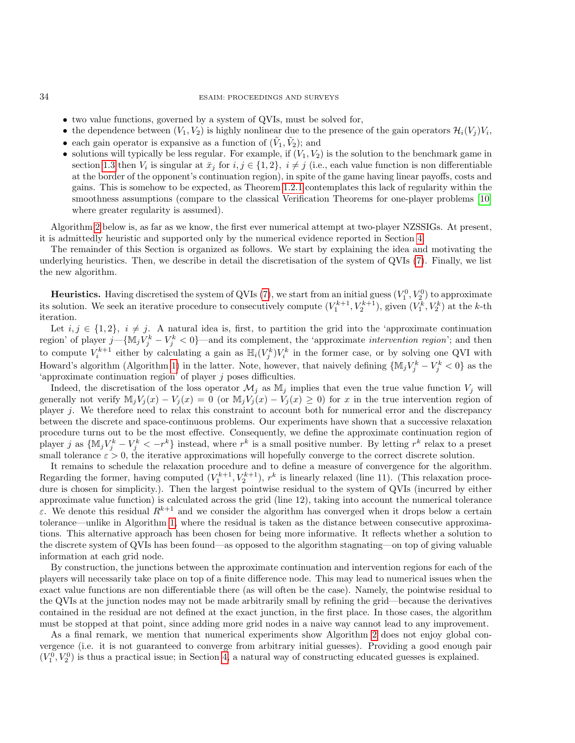- two value functions, governed by a system of QVIs, must be solved for,
- the dependence between $(V_1, V_2)$ is highly nonlinear due to the presence of the gain operators $\mathcal{H}_i(V_j)V_i$,
- each gain operator is expansive as a function of $(\tilde{V}_1, \tilde{V}_2)$; and
- solutions will typically be less regular. For example, if $(V_1, V_2)$ is the solution to the benchmark game in section 1.3 then $V_i$ is singular at $\bar{x}_j$ for $i, j \in \{1, 2\}$, $i \neq j$ (i.e., each value function is non differentiable at the border of the opponent's continuation region), in spite of the game having linear payoffs, costs and gains. This is somehow to be expected, as Theorem 1.2.1 contemplates this lack of regularity within the smoothness assumptions (compare to the classical Verification Theorems for one-player problems [10] where greater regularity is assumed).

Algorithm 2 below is, as far as we know, the first ever numerical attempt at two-player NZSSIGs. At present, it is admittedly heuristic and supported only by the numerical evidence reported in Section 4.

The remainder of this Section is organized as follows. We start by explaining the idea and motivating the underlying heuristics. Then, we describe in detail the discretisation of the system of QVIs (7). Finally, we list the new algorithm.

**Heuristics.** Having discretised the system of QVIs (7), we start from an initial guess $(V_1^0, V_2^0)$ to approximate its solution. We seek an iterative procedure to consecutively compute $(V_1^{k+1}, V_2^{k+1})$, given $(V_1^k, V_2^k)$ at the $k$-th iteration.

Let $i, j \in \{1, 2\}$, $i \neq j$. A natural idea is, first, to partition the grid into the 'approximate continuation region' of player $j$—$\{\mathbb{M}_j V_j^k - V_j^k < 0\}$—and its complement, the 'approximate *intervention region*'; and then to compute $V_i^{k+1}$ either by calculating a gain as $\mathbb{H}_i(V_j^k)V_i^k$ in the former case, or by solving one QVI with Howard's algorithm (Algorithm 1) in the latter. Note, however, that naively defining $\{\mathbb{M}_j V_j^k - V_j^k < 0\}$ as the 'approximate continuation region' of player $j$ poses difficulties.

Indeed, the discretisation of the loss operator $\mathcal{M}_j$ as $\mathbb{M}_j$ implies that even the true value function $V_j$ will generally not verify $\mathbb{M}_j V_j(x) - V_j(x) = 0$ (or $\mathbb{M}_j V_j(x) - V_j(x) \geq 0$) for $x$ in the true intervention region of player $j$. We therefore need to relax this constraint to account both for numerical error and the discrepancy between the discrete and space-continuous problems. Our experiments have shown that a successive relaxation procedure turns out to be the most effective. Consequently, we define the approximate continuation region of player $j$ as $\{\mathbb{M}_j V_j^k - V_j^k < -r^k\}$ instead, where $r^k$ is a small positive number. By letting $r^k$ relax to a preset small tolerance $\varepsilon > 0$, the iterative approximations will hopefully converge to the correct discrete solution.

It remains to schedule the relaxation procedure and to define a measure of convergence for the algorithm. Regarding the former, having computed $(V_1^{k+1}, V_2^{k+1})$, $r^k$ is linearly relaxed (line 11). (This relaxation procedure is chosen for simplicity.). Then the largest pointwise residual to the system of QVIs (incurred by either approximate value function) is calculated across the grid (line 12), taking into account the numerical tolerance $\varepsilon$. We denote this residual $R^{k+1}$ and we consider the algorithm has converged when it drops below a certain tolerance—unlike in Algorithm 1, where the residual is taken as the distance between consecutive approximations. This alternative approach has been chosen for being more informative. It reflects whether a solution to the discrete system of QVIs has been found—as opposed to the algorithm stagnating—on top of giving valuable information at each grid node.

By construction, the junctions between the approximate continuation and intervention regions for each of the players will necessarily take place on top of a finite difference node. This may lead to numerical issues when the exact value functions are non differentiable there (as will often be the case). Namely, the pointwise residual to the QVIs at the junction nodes may not be made arbitrarily small by refining the grid—because the derivatives contained in the residual are not defined at the exact junction, in the first place. In those cases, the algorithm must be stopped at that point, since adding more grid nodes in a naive way cannot lead to any improvement.

As a final remark, we mention that numerical experiments show Algorithm 2 does not enjoy global convergence (i.e. it is not guaranteed to converge from arbitrary initial guesses). Providing a good enough pair $(V_1^0, V_2^0)$ is thus a practical issue; in Section 4, a natural way of constructing educated guesses is explained.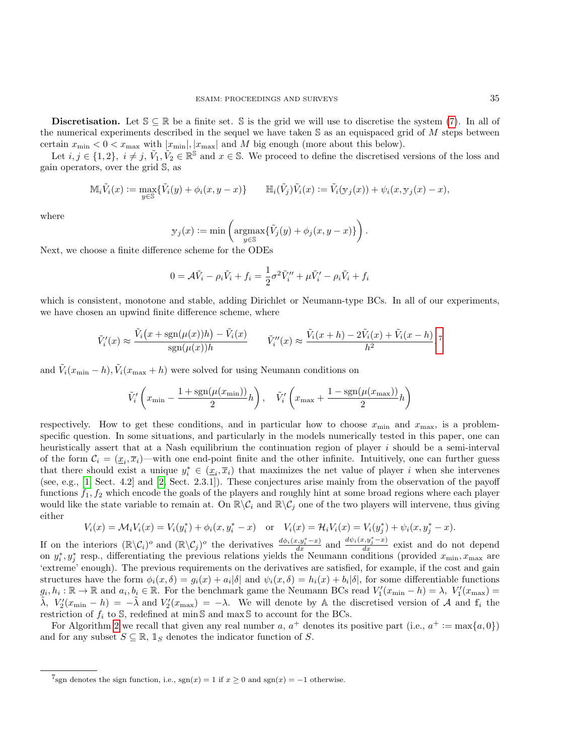**Discretisation.** Let $\mathbb{S} \subseteq \mathbb{R}$ be a finite set. $\mathbb{S}$ is the grid we will use to discretise the system (7). In all of the numerical experiments described in the sequel we have taken $\mathbb{S}$ as an equispaced grid of $M$ steps between certain $x_{\min} < 0 < x_{\max}$ with $|x_{\min}|, |x_{\max}|$ and $M$ big enough (more about this below).

Let $i, j \in \{1, 2\},\ i \neq j,\ \tilde{V}_1, \tilde{V}_2 \in \mathbb{R}^{\mathbb{S}}$ and $x \in \mathbb{S}$. We proceed to define the discretised versions of the loss and gain operators, over the grid $\mathbb{S}$, as

$$\mathbb{M}_i \tilde{V}_i(x) := \max_{y \in \mathbb{S}} \{\tilde{V}_i(y) + \phi_i(x, y - x)\} \qquad \mathbb{H}_i(\tilde{V}_j)\tilde{V}_i(x) := \tilde{V}_i(\mathrm{y}_j(x)) + \psi_i(x, \mathrm{y}_j(x) - x),$$

where

$$\mathrm{y}_j(x) := \min\left(\operatorname*{argmax}_{y \in \mathbb{S}} \{\tilde{V}_j(y) + \phi_j(x, y - x)\}\right).$$

Next, we choose a finite difference scheme for the ODEs

$$0 = \mathcal{A}\tilde{V}_i - \rho_i \tilde{V}_i + f_i = \frac{1}{2}\sigma^2 \tilde{V}_i'' + \mu \tilde{V}_i' - \rho_i \tilde{V}_i + f_i$$

which is consistent, monotone and stable, adding Dirichlet or Neumann-type BCs. In all of our experiments, we have chosen an upwind finite difference scheme, where

$$\tilde{V}_i'(x) \approx \frac{\tilde{V}_i\big(x + \mathrm{sgn}(\mu(x))h\big) - \tilde{V}_i(x)}{\mathrm{sgn}(\mu(x))h} \qquad \tilde{V}_i''(x) \approx \frac{\tilde{V}_i(x+h) - 2\tilde{V}_i(x) + \tilde{V}_i(x-h)}{h^2},$$ [7]

and $\tilde{V}_i(x_{\min} - h), \tilde{V}_i(x_{\max} + h)$ were solved for using Neumann conditions on

$$\tilde{V}_i'\left(x_{\min} - \frac{1 + \mathrm{sgn}(\mu(x_{\min}))}{2}h\right), \quad \tilde{V}_i'\left(x_{\max} + \frac{1 - \mathrm{sgn}(\mu(x_{\max}))}{2}h\right)$$

respectively. How to get these conditions, and in particular how to choose $x_{\min}$ and $x_{\max}$, is a problem-specific question. In some situations, and particularly in the models numerically tested in this paper, one can heuristically assert that at a Nash equilibrium the continuation region of player $i$ should be a semi-interval of the form $\mathcal{C}_i = (\underline{x}_i, \overline{x}_i)$—with one end-point finite and the other infinite. Intuitively, one can further guess that there should exist a unique $y_i^* \in (\underline{x}_i, \overline{x}_i)$ that maximizes the net value of player $i$ when she intervenes (see, e.g., [1, Sect. 4.2] and [2, Sect. 2.3.1]). These conjectures arise mainly from the observation of the payoff functions $f_1, f_2$ which encode the goals of the players and roughly hint at some broad regions where each player would like the state variable to remain at. On $\mathbb{R}\backslash\mathcal{C}_i$ and $\mathbb{R}\backslash\mathcal{C}_j$ one of the two players will intervene, thus giving either

$$V_i(x) = \mathcal{M}_i V_i(x) = V_i(y_i^*) + \phi_i(x, y_i^* - x) \quad \text{or} \quad V_i(x) = \mathcal{H}_i V_i(x) = V_i(y_j^*) + \psi_i(x, y_j^* - x).$$

If on the interiors $(\mathbb{R}\backslash\mathcal{C}_i)^o$ and $(\mathbb{R}\backslash\mathcal{C}_j)^o$ the derivatives $\frac{d\phi_i(x, y_i^* - x)}{dx}$ and $\frac{d\psi_i(x, y_j^* - x)}{dx}$ exist and do not depend on $y_i^*, y_j^*$ resp., differentiating the previous relations yields the Neumann conditions (provided $x_{\min}, x_{\max}$ are 'extreme' enough). The previous requirements on the derivatives are satisfied, for example, if the cost and gain structures have the form $\phi_i(x, \delta) = g_i(x) + a_i|\delta|$ and $\psi_i(x, \delta) = h_i(x) + b_i|\delta|$, for some differentiable functions $g_i, h_i : \mathbb{R} \to \mathbb{R}$ and $a_i, b_i \in \mathbb{R}$. For the benchmark game the Neumann BCs read $V_1'(x_{\min} - h) = \lambda$, $V_1'(x_{\max}) = \tilde{\lambda}$, $V_2'(x_{\min} - h) = -\tilde{\lambda}$ and $V_2'(x_{\max}) = -\lambda$. We will denote by $\mathbb{A}$ the discretised version of $\mathcal{A}$ and $\mathbb{f}_i$ the restriction of $f_i$ to $\mathbb{S}$, redefined at $\min \mathbb{S}$ and $\max \mathbb{S}$ to account for the BCs.

For Algorithm 2 we recall that given any real number $a$, $a^+$ denotes its positive part (i.e., $a^+ := \max\{a, 0\}$) and for any subset $S \subseteq \mathbb{R}$, $\mathbb{1}_S$ denotes the indicator function of $S$.

[7] sgn denotes the sign function, i.e., $\mathrm{sgn}(x) = 1$ if $x \geq 0$ and $\mathrm{sgn}(x) = -1$ otherwise.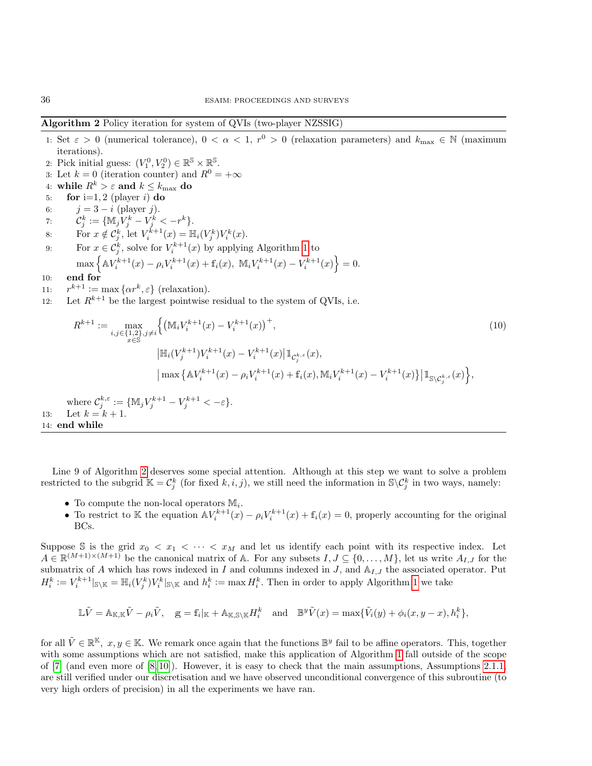**Algorithm 2** Policy iteration for system of QVIs (two-player NZSSIG)

1: Set $\varepsilon > 0$ (numerical tolerance), $0 < \alpha < 1$, $r^0 > 0$ (relaxation parameters) and $k_{\max} \in \mathbb{N}$ (maximum iterations).
2: Pick initial guess: $(V_1^0, V_2^0) \in \mathbb{R}^{\mathbb{S}} \times \mathbb{R}^{\mathbb{S}}$.
3: Let $k = 0$ (iteration counter) and $R^0 = +\infty$
4: **while** $R^k > \varepsilon$ **and** $k \leq k_{\max}$ **do**
5: &nbsp;&nbsp;&nbsp;&nbsp;**for** i=1, 2 (player $i$) **do**
6: &nbsp;&nbsp;&nbsp;&nbsp;&nbsp;&nbsp;&nbsp;&nbsp;$j = 3 - i$ (player $j$).
7: &nbsp;&nbsp;&nbsp;&nbsp;&nbsp;&nbsp;&nbsp;&nbsp;$\mathcal{C}_j^k := \{\mathbb{M}_j V_j^k - V_j^k < -r^k\}$.
8: &nbsp;&nbsp;&nbsp;&nbsp;&nbsp;&nbsp;&nbsp;&nbsp;For $x \notin \mathcal{C}_j^k$, let $V_i^{k+1}(x) = \mathbb{H}_i(V_j^k)V_i^k(x)$.
9: &nbsp;&nbsp;&nbsp;&nbsp;&nbsp;&nbsp;&nbsp;&nbsp;For $x \in \mathcal{C}_j^k$, solve for $V_i^{k+1}(x)$ by applying Algorithm 1 to
$$\max\left\{\mathbb{A}V_i^{k+1}(x) - \rho_i V_i^{k+1}(x) + \mathbb{f}_i(x),\ \mathbb{M}_i V_i^{k+1}(x) - V_i^{k+1}(x)\right\} = 0.$$
10: &nbsp;&nbsp;&nbsp;&nbsp;**end for**
11: &nbsp;&nbsp;&nbsp;&nbsp;$r^{k+1} := \max\{\alpha r^k, \varepsilon\}$ (relaxation).
12: &nbsp;&nbsp;&nbsp;&nbsp;Let $R^{k+1}$ be the largest pointwise residual to the system of QVIs, i.e.

$$
\begin{aligned}
R^{k+1} := \max_{\substack{i,j\in\{1,2\}, j\neq i\\ x\in\mathbb{S}}} \Big\{ & \left(\mathbb{M}_i V_i^{k+1}(x) - V_i^{k+1}(x)\right)^+, \\
& \left|\mathbb{H}_i(V_j^{k+1})V_i^{k+1}(x) - V_i^{k+1}(x)\right| \mathbb{1}_{\mathcal{C}_j^{k,\varepsilon}}(x), \\
& \left|\max\left\{\mathbb{A}V_i^{k+1}(x) - \rho_i V_i^{k+1}(x) + \mathbb{f}_i(x), \mathbb{M}_i V_i^{k+1}(x) - V_i^{k+1}(x)\right\}\right| \mathbb{1}_{\mathbb{S}\setminus\mathcal{C}_j^{k,\varepsilon}}(x) \Big\},
\end{aligned} \tag{10}
$$

&nbsp;&nbsp;&nbsp;&nbsp;where $\mathcal{C}_j^{k,\varepsilon} := \{\mathbb{M}_j V_j^{k+1} - V_j^{k+1} < -\varepsilon\}$.
13: &nbsp;&nbsp;&nbsp;&nbsp;Let $k = k + 1$.
14: **end while**

Line 9 of Algorithm 2 deserves some special attention. Although at this step we want to solve a problem restricted to the subgrid $\mathbb{K} = \mathcal{C}_j^k$ (for fixed $k, i, j$), we still need the information in $\mathbb{S}\setminus\mathcal{C}_j^k$ in two ways, namely:

- To compute the non-local operators $\mathbb{M}_i$.
- To restrict to $\mathbb{K}$ the equation $\mathbb{A}V_i^{k+1}(x) - \rho_i V_i^{k+1}(x) + \mathbb{f}_i(x) = 0$, properly accounting for the original BCs.

Suppose $\mathbb{S}$ is the grid $x_0 < x_1 < \cdots < x_M$ and let us identify each point with its respective index. Let $A \in \mathbb{R}^{(M+1)\times(M+1)}$ be the canonical matrix of $\mathbb{A}$. For any subsets $I, J \subseteq \{0, \ldots, M\}$, let us write $A_{I,J}$ for the submatrix of $A$ which has rows indexed in $I$ and columns indexed in $J$, and $\mathbb{A}_{I,J}$ the associated operator. Put $H_i^k := V_i^{k+1}|_{\mathbb{S}\setminus\mathbb{K}} = \mathbb{H}_i(V_j^k)V_i^k|_{\mathbb{S}\setminus\mathbb{K}}$ and $h_i^k := \max H_i^k$. Then in order to apply Algorithm 1 we take

$$\mathbb{L}\tilde{V} = \mathbb{A}_{\mathbb{K},\mathbb{K}}\tilde{V} - \rho_i\tilde{V}, \quad \mathbb{g} = \mathbb{f}_i|_{\mathbb{K}} + \mathbb{A}_{\mathbb{K},\mathbb{S}\setminus\mathbb{K}}H_i^k \quad \text{and} \quad \mathbb{B}^y\tilde{V}(x) = \max\{\tilde{V}_i(y) + \phi_i(x, y-x), h_i^k\},$$

for all $\tilde{V} \in \mathbb{R}^{\mathbb{K}}$, $x, y \in \mathbb{K}$. We remark once again that the functions $\mathbb{B}^y$ fail to be affine operators. This, together with some assumptions which are not satisfied, make this application of Algorithm 1 fall outside of the scope of [7] (and even more of [8,10]). However, it is easy to check that the main assumptions, Assumptions 2.1.1, are still verified under our discretisation and we have observed unconditional convergence of this subroutine (to very high orders of precision) in all the experiments we have ran.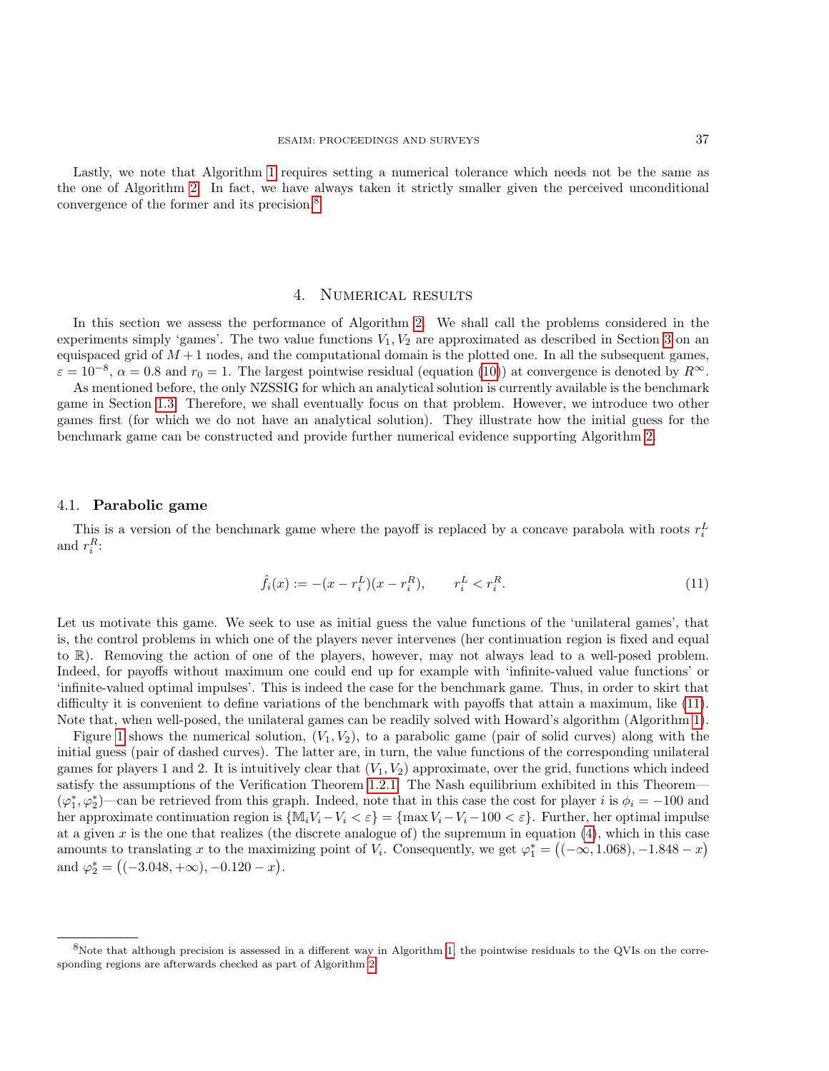Lastly, we note that Algorithm 1 requires setting a numerical tolerance which needs not be the same as the one of Algorithm 2. In fact, we have always taken it strictly smaller given the perceived unconditional convergence of the former and its precision.[8]

## 4. Numerical results

In this section we assess the performance of Algorithm 2. We shall call the problems considered in the experiments simply 'games'. The two value functions $V_1, V_2$ are approximated as described in Section 3 on an equispaced grid of $M+1$ nodes, and the computational domain is the plotted one. In all the subsequent games, $\varepsilon = 10^{-8}$, $\alpha = 0.8$ and $r_0 = 1$. The largest pointwise residual (equation (10)) at convergence is denoted by $R^\infty$.

As mentioned before, the only NZSSIG for which an analytical solution is currently available is the benchmark game in Section 1.3. Therefore, we shall eventually focus on that problem. However, we introduce two other games first (for which we do not have an analytical solution). They illustrate how the initial guess for the benchmark game can be constructed and provide further numerical evidence supporting Algorithm 2.

### 4.1. **Parabolic game**

This is a version of the benchmark game where the payoff is replaced by a concave parabola with roots $r_i^L$ and $r_i^R$:

$$\hat{f}_i(x) := -(x - r_i^L)(x - r_i^R), \qquad r_i^L < r_i^R. \tag{11}$$

Let us motivate this game. We seek to use as initial guess the value functions of the 'unilateral games', that is, the control problems in which one of the players never intervenes (her continuation region is fixed and equal to $\mathbb{R}$). Removing the action of one of the players, however, may not always lead to a well-posed problem. Indeed, for payoffs without maximum one could end up for example with 'infinite-valued value functions' or 'infinite-valued optimal impulses'. This is indeed the case for the benchmark game. Thus, in order to skirt that difficulty it is convenient to define variations of the benchmark with payoffs that attain a maximum, like (11). Note that, when well-posed, the unilateral games can be readily solved with Howard's algorithm (Algorithm 1).

Figure 1 shows the numerical solution, $(V_1, V_2)$, to a parabolic game (pair of solid curves) along with the initial guess (pair of dashed curves). The latter are, in turn, the value functions of the corresponding unilateral games for players 1 and 2. It is intuitively clear that $(V_1, V_2)$ approximate, over the grid, functions which indeed satisfy the assumptions of the Verification Theorem 1.2.1. The Nash equilibrium exhibited in this Theorem—$(\varphi_1^*, \varphi_2^*)$—can be retrieved from this graph. Indeed, note that in this case the cost for player $i$ is $\phi_i = -100$ and her approximate continuation region is $\{\mathbb{M}_i V_i - V_i < \varepsilon\} = \{\max V_i - V_i - 100 < \varepsilon\}$. Further, her optimal impulse at a given $x$ is the one that realizes (the discrete analogue of) the supremum in equation (4), which in this case amounts to translating $x$ to the maximizing point of $V_i$. Consequently, we get $\varphi_1^* = \big((-\infty, 1.068), -1.848 - x\big)$ and $\varphi_2^* = \big((-3.048, +\infty), -0.120 - x\big)$.

[8]Note that although precision is assessed in a different way in Algorithm 1, the pointwise residuals to the QVIs on the corresponding regions are afterwards checked as part of Algorithm 2.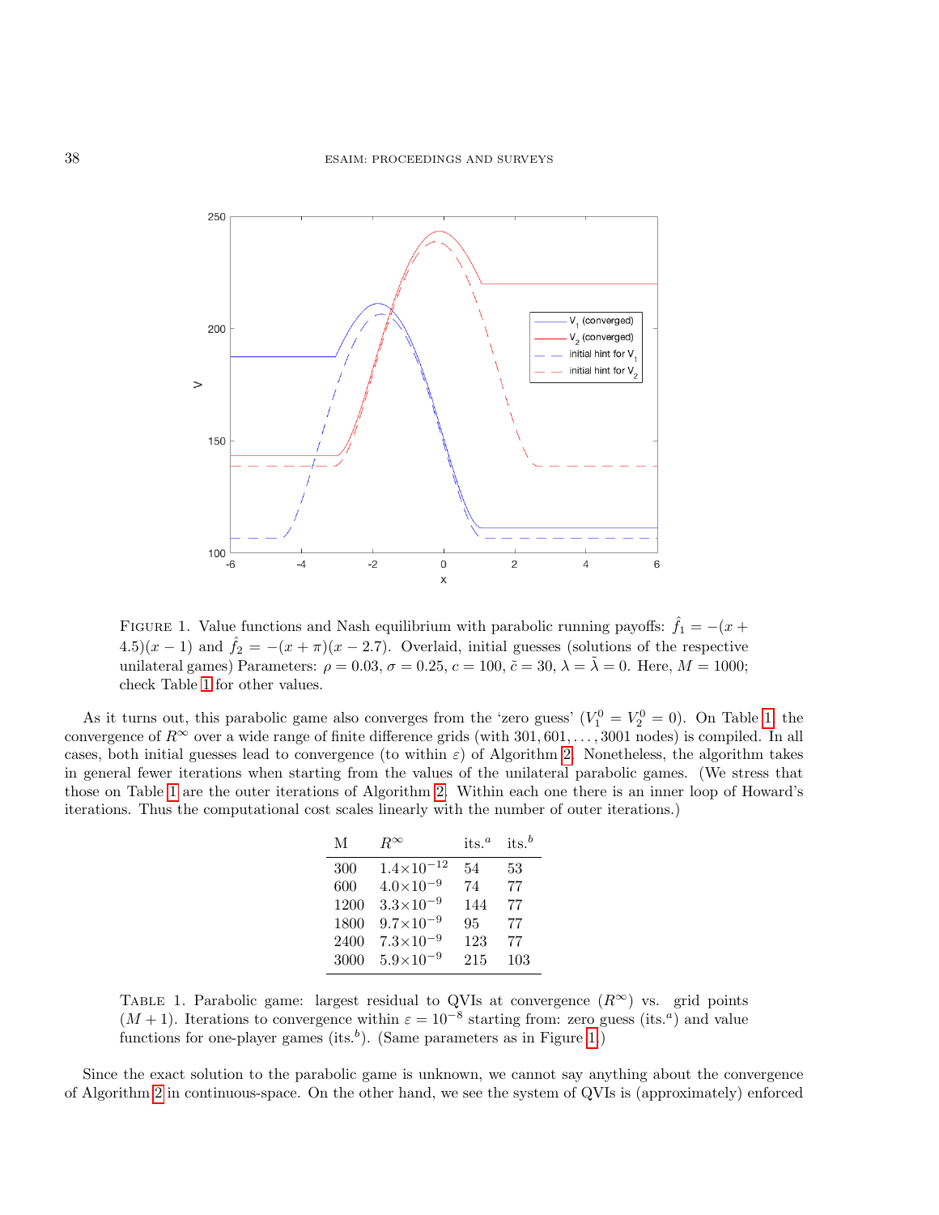Figure 1. Value functions and Nash equilibrium with parabolic running payoffs: $\hat{f}_1 = -(x + 4.5)(x-1)$ and $\hat{f}_2 = -(x+\pi)(x-2.7)$. Overlaid, initial guesses (solutions of the respective unilateral games) Parameters: $\rho = 0.03$, $\sigma = 0.25$, $c = 100$, $\tilde{c} = 30$, $\lambda = \tilde{\lambda} = 0$. Here, $M = 1000$; check Table 1 for other values.

As it turns out, this parabolic game also converges from the 'zero guess' ($V_1^0 = V_2^0 = 0$). On Table 1, the convergence of $R^\infty$ over a wide range of finite difference grids (with $301, 601, \ldots, 3001$ nodes) is compiled. In all cases, both initial guesses lead to convergence (to within $\varepsilon$) of Algorithm 2. Nonetheless, the algorithm takes in general fewer iterations when starting from the values of the unilateral parabolic games. (We stress that those on Table 1 are the outer iterations of Algorithm 2. Within each one there is an inner loop of Howard's iterations. Thus the computational cost scales linearly with the number of outer iterations.)

| M | $R^\infty$ | its.[a] | its.[b] |
|---|---|---|---|
| 300 | $1.4\times10^{-12}$ | 54 | 53 |
| 600 | $4.0\times10^{-9}$ | 74 | 77 |
| 1200 | $3.3\times10^{-9}$ | 144 | 77 |
| 1800 | $9.7\times10^{-9}$ | 95 | 77 |
| 2400 | $7.3\times10^{-9}$ | 123 | 77 |
| 3000 | $5.9\times10^{-9}$ | 215 | 103 |

Table 1. Parabolic game: largest residual to QVIs at convergence ($R^\infty$) vs. grid points ($M+1$). Iterations to convergence within $\varepsilon = 10^{-8}$ starting from: zero guess (its.[a]) and value functions for one-player games (its.[b]). (Same parameters as in Figure 1.)

Since the exact solution to the parabolic game is unknown, we cannot say anything about the convergence of Algorithm 2 in continuous-space. On the other hand, we see the system of QVIs is (approximately) enforced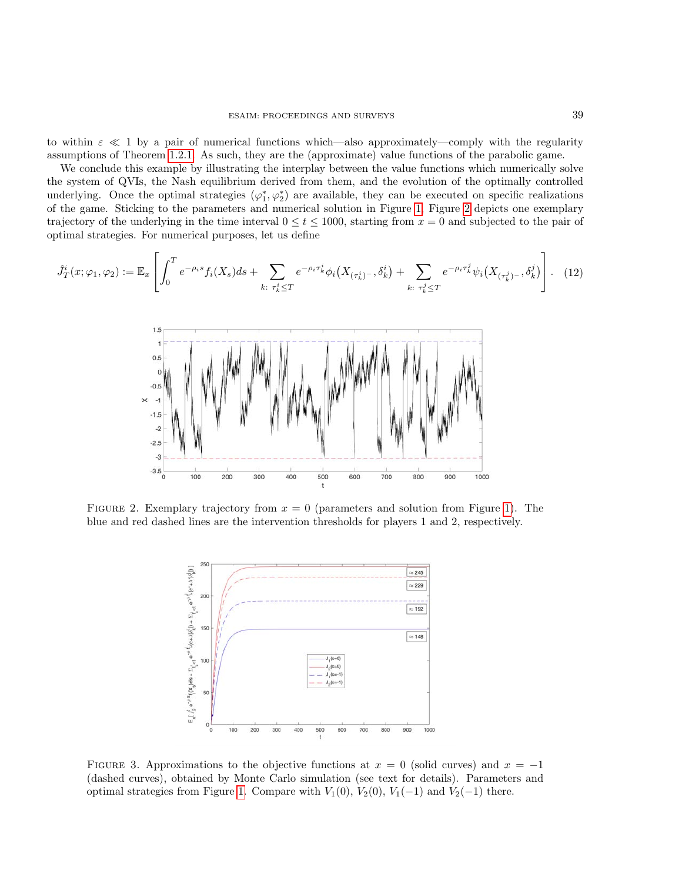to within $\varepsilon \ll 1$ by a pair of numerical functions which—also approximately—comply with the regularity assumptions of Theorem 1.2.1. As such, they are the (approximate) value functions of the parabolic game.

We conclude this example by illustrating the interplay between the value functions which numerically solve the system of QVIs, the Nash equilibrium derived from them, and the evolution of the optimally controlled underlying. Once the optimal strategies $(\varphi_1^*, \varphi_2^*)$ are available, they can be executed on specific realizations of the game. Sticking to the parameters and numerical solution in Figure 1, Figure 2 depicts one exemplary trajectory of the underlying in the time interval $0 \le t \le 1000$, starting from $x = 0$ and subjected to the pair of optimal strategies. For numerical purposes, let us define

$$\hat{J}_T^i(x; \varphi_1, \varphi_2) := \mathbb{E}_x \left[ \int_0^T e^{-\rho_i s} f_i(X_s) ds + \sum_{k:\ \tau_k^i \le T} e^{-\rho_i \tau_k^i} \phi_i\big(X_{(\tau_k^i)-}, \delta_k^i\big) + \sum_{k:\ \tau_k^j \le T} e^{-\rho_i \tau_k^j} \psi_i\big(X_{(\tau_k^j)-}, \delta_k^j\big) \right]. \quad (12)$$

FIGURE 2. Exemplary trajectory from $x = 0$ (parameters and solution from Figure 1). The blue and red dashed lines are the intervention thresholds for players 1 and 2, respectively.

FIGURE 3. Approximations to the objective functions at $x = 0$ (solid curves) and $x = -1$ (dashed curves), obtained by Monte Carlo simulation (see text for details). Parameters and optimal strategies from Figure 1. Compare with $V_1(0)$, $V_2(0)$, $V_1(-1)$ and $V_2(-1)$ there.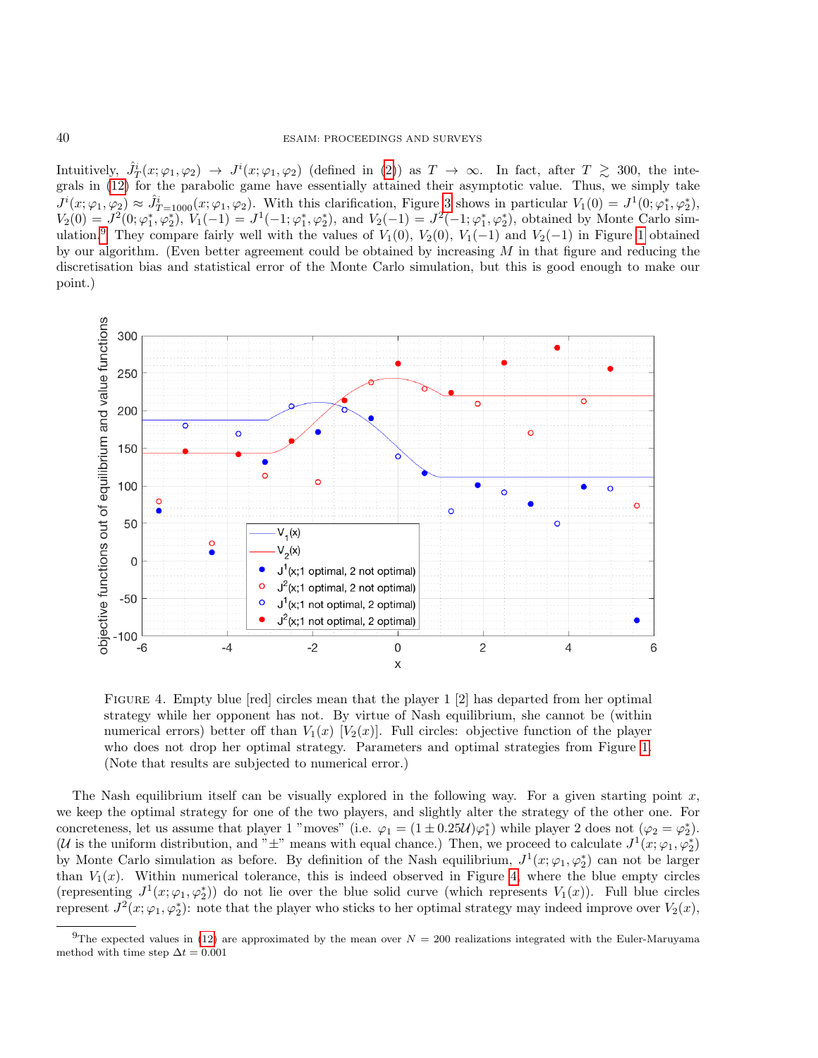Intuitively, $\hat{J}^i_T(x;\varphi_1,\varphi_2) \to J^i(x;\varphi_1,\varphi_2)$ (defined in (2)) as $T \to \infty$. In fact, after $T \gtrsim 300$, the integrals in (12) for the parabolic game have essentially attained their asymptotic value. Thus, we simply take $J^i(x;\varphi_1,\varphi_2) \approx \hat{J}^i_{T=1000}(x;\varphi_1,\varphi_2)$. With this clarification, Figure 3 shows in particular $V_1(0) = J^1(0;\varphi_1^*,\varphi_2^*)$, $V_2(0) = J^2(0;\varphi_1^*,\varphi_2^*)$, $V_1(-1) = J^1(-1;\varphi_1^*,\varphi_2^*)$, and $V_2(-1) = J^2(-1;\varphi_1^*,\varphi_2^*)$, obtained by Monte Carlo simulation.[9] They compare fairly well with the values of $V_1(0)$, $V_2(0)$, $V_1(-1)$ and $V_2(-1)$ in Figure 1 obtained by our algorithm. (Even better agreement could be obtained by increasing $M$ in that figure and reducing the discretisation bias and statistical error of the Monte Carlo simulation, but this is good enough to make our point.)

Figure 4. Empty blue [red] circles mean that the player 1 [2] has departed from her optimal strategy while her opponent has not. By virtue of Nash equilibrium, she cannot be (within numerical errors) better off than $V_1(x)$ [$V_2(x)$]. Full circles: objective function of the player who does not drop her optimal strategy. Parameters and optimal strategies from Figure 1. (Note that results are subjected to numerical error.)

The Nash equilibrium itself can be visually explored in the following way. For a given starting point $x$, we keep the optimal strategy for one of the two players, and slightly alter the strategy of the other one. For concreteness, let us assume that player 1 "moves" (i.e. $\varphi_1 = (1 \pm 0.25\mathcal{U})\varphi_1^*$) while player 2 does not ($\varphi_2 = \varphi_2^*$). ($\mathcal{U}$ is the uniform distribution, and "$\pm$" means with equal chance.) Then, we proceed to calculate $J^1(x;\varphi_1,\varphi_2^*)$ by Monte Carlo simulation as before. By definition of the Nash equilibrium, $J^1(x;\varphi_1,\varphi_2^*)$ can not be larger than $V_1(x)$. Within numerical tolerance, this is indeed observed in Figure 4, where the blue empty circles (representing $J^1(x;\varphi_1,\varphi_2^*)$) do not lie over the blue solid curve (which represents $V_1(x)$). Full blue circles represent $J^2(x;\varphi_1,\varphi_2^*)$: note that the player who sticks to her optimal strategy may indeed improve over $V_2(x)$,

[9] The expected values in (12) are approximated by the mean over $N = 200$ realizations integrated with the Euler-Maruyama method with time step $\Delta t = 0.001$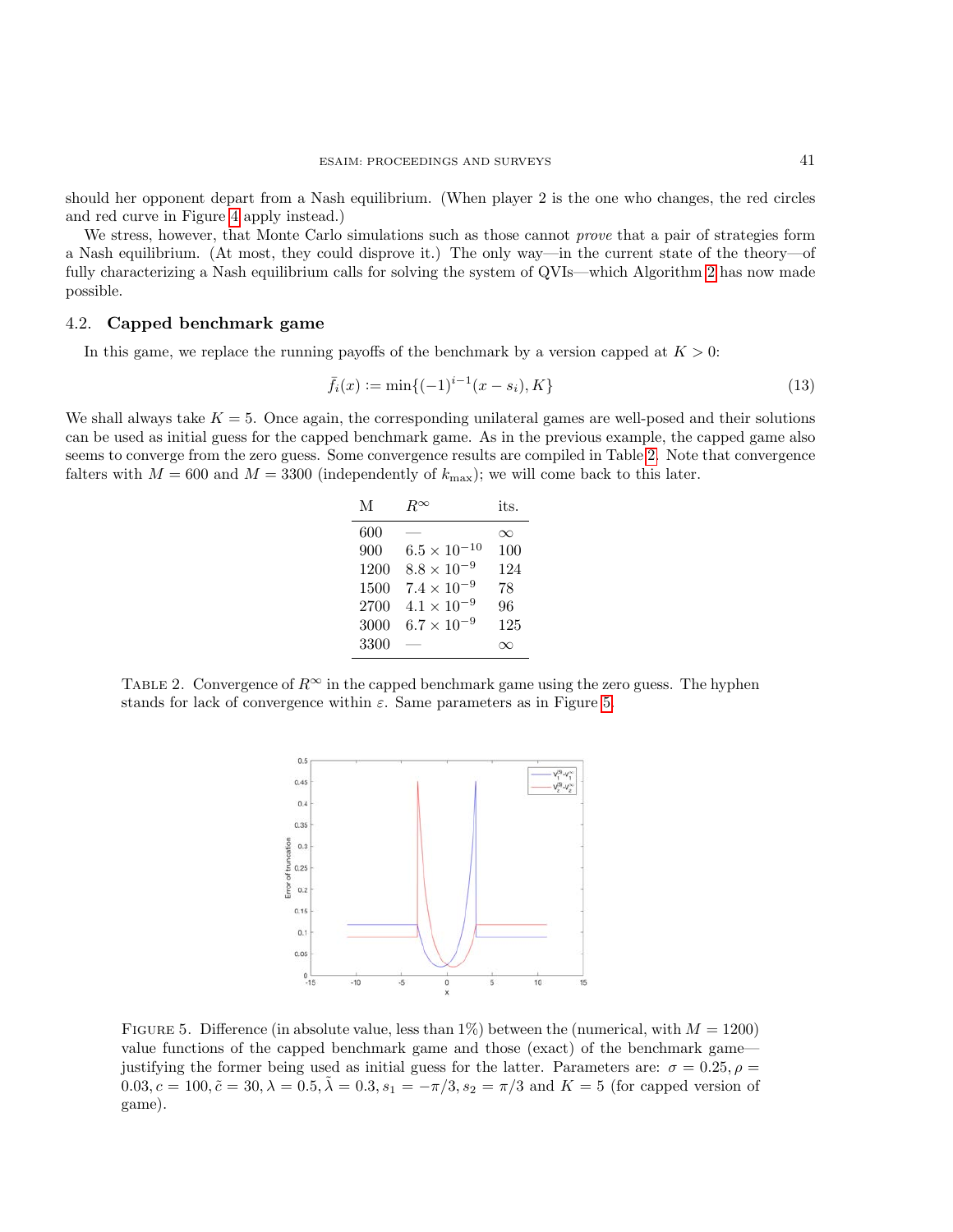should her opponent depart from a Nash equilibrium. (When player 2 is the one who changes, the red circles and red curve in Figure 4 apply instead.)

We stress, however, that Monte Carlo simulations such as those cannot *prove* that a pair of strategies form a Nash equilibrium. (At most, they could disprove it.) The only way—in the current state of the theory—of fully characterizing a Nash equilibrium calls for solving the system of QVIs—which Algorithm 2 has now made possible.

### 4.2. Capped benchmark game

In this game, we replace the running payoffs of the benchmark by a version capped at $K > 0$:

$$\bar{f}_i(x) := \min\{(-1)^{i-1}(x - s_i), K\} \tag{13}$$

We shall always take $K = 5$. Once again, the corresponding unilateral games are well-posed and their solutions can be used as initial guess for the capped benchmark game. As in the previous example, the capped game also seems to converge from the zero guess. Some convergence results are compiled in Table 2. Note that convergence falters with $M = 600$ and $M = 3300$ (independently of $k_{\max}$); we will come back to this later.

| M | $R^\infty$ | its. |
|---|---|---|
| 600 | — | $\infty$ |
| 900 | $6.5 \times 10^{-10}$ | 100 |
| 1200 | $8.8 \times 10^{-9}$ | 124 |
| 1500 | $7.4 \times 10^{-9}$ | 78 |
| 2700 | $4.1 \times 10^{-9}$ | 96 |
| 3000 | $6.7 \times 10^{-9}$ | 125 |
| 3300 | — | $\infty$ |

Table 2. Convergence of $R^\infty$ in the capped benchmark game using the zero guess. The hyphen stands for lack of convergence within $\varepsilon$. Same parameters as in Figure 5.

Figure 5. Difference (in absolute value, less than 1%) between the (numerical, with $M = 1200$) value functions of the capped benchmark game and those (exact) of the benchmark game—justifying the former being used as initial guess for the latter. Parameters are: $\sigma = 0.25, \rho = 0.03, c = 100, \tilde{c} = 30, \lambda = 0.5, \tilde{\lambda} = 0.3, s_1 = -\pi/3, s_2 = \pi/3$ and $K = 5$ (for capped version of game).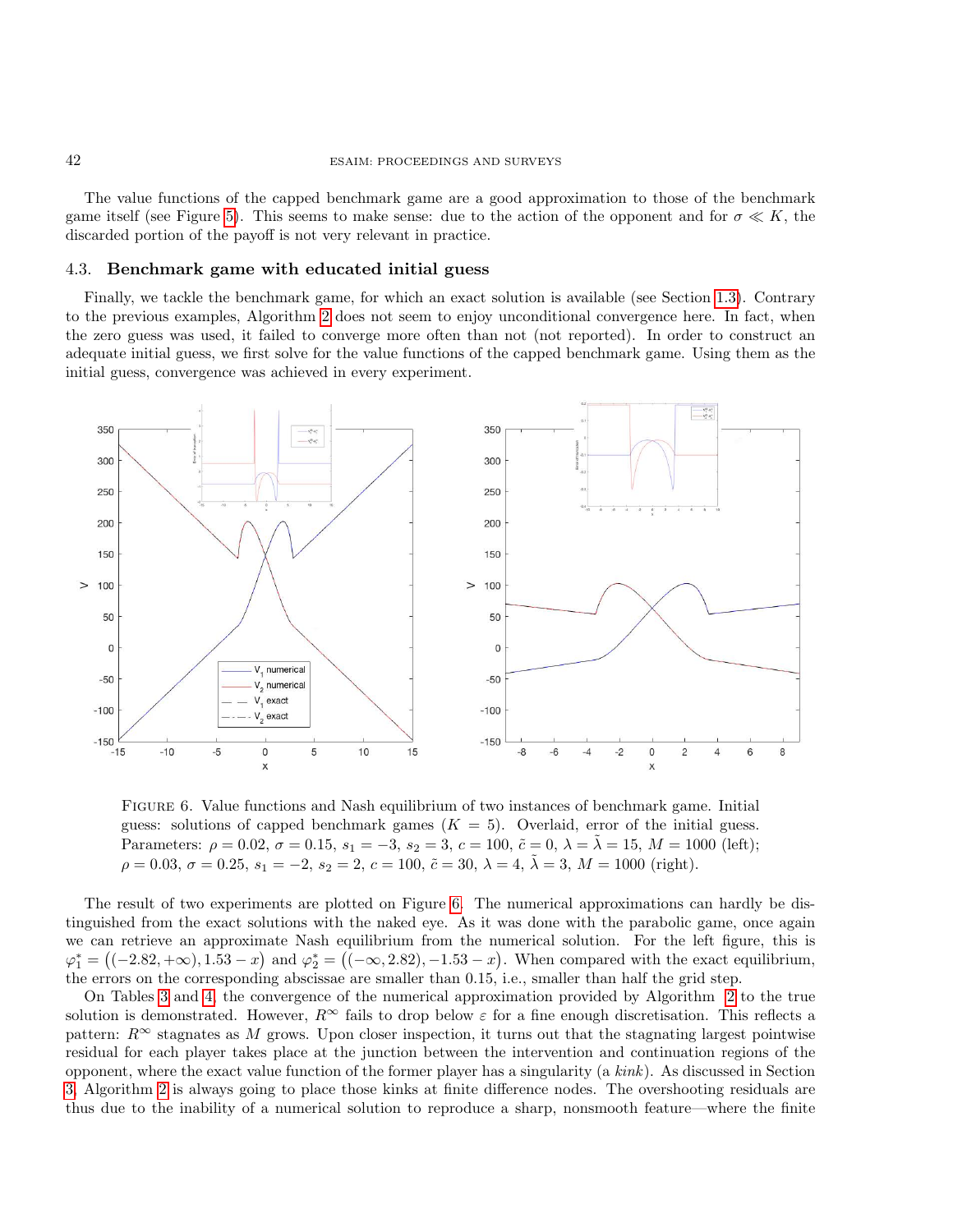The value functions of the capped benchmark game are a good approximation to those of the benchmark game itself (see Figure 5). This seems to make sense: due to the action of the opponent and for $\sigma \ll K$, the discarded portion of the payoff is not very relevant in practice.

### 4.3. Benchmark game with educated initial guess

Finally, we tackle the benchmark game, for which an exact solution is available (see Section 1.3). Contrary to the previous examples, Algorithm 2 does not seem to enjoy unconditional convergence here. In fact, when the zero guess was used, it failed to converge more often than not (not reported). In order to construct an adequate initial guess, we first solve for the value functions of the capped benchmark game. Using them as the initial guess, convergence was achieved in every experiment.

Figure 6. Value functions and Nash equilibrium of two instances of benchmark game. Initial guess: solutions of capped benchmark games ($K = 5$). Overlaid, error of the initial guess. Parameters: $\rho = 0.02$, $\sigma = 0.15$, $s_1 = -3$, $s_2 = 3$, $c = 100$, $\tilde{c} = 0$, $\lambda = \tilde{\lambda} = 15$, $M = 1000$ (left); $\rho = 0.03$, $\sigma = 0.25$, $s_1 = -2$, $s_2 = 2$, $c = 100$, $\tilde{c} = 30$, $\lambda = 4$, $\tilde{\lambda} = 3$, $M = 1000$ (right).

The result of two experiments are plotted on Figure 6. The numerical approximations can hardly be distinguished from the exact solutions with the naked eye. As it was done with the parabolic game, once again we can retrieve an approximate Nash equilibrium from the numerical solution. For the left figure, this is $\varphi_1^* = \big((-2.82, +\infty), 1.53 - x\big)$ and $\varphi_2^* = \big((-\infty, 2.82), -1.53 - x\big)$. When compared with the exact equilibrium, the errors on the corresponding abscissae are smaller than 0.15, i.e., smaller than half the grid step.

On Tables 3 and 4, the convergence of the numerical approximation provided by Algorithm 2 to the true solution is demonstrated. However, $R^\infty$ fails to drop below $\varepsilon$ for a fine enough discretisation. This reflects a pattern: $R^\infty$ stagnates as $M$ grows. Upon closer inspection, it turns out that the stagnating largest pointwise residual for each player takes place at the junction between the intervention and continuation regions of the opponent, where the exact value function of the former player has a singularity (a *kink*). As discussed in Section 3, Algorithm 2 is always going to place those kinks at finite difference nodes. The overshooting residuals are thus due to the inability of a numerical solution to reproduce a sharp, nonsmooth feature—where the finite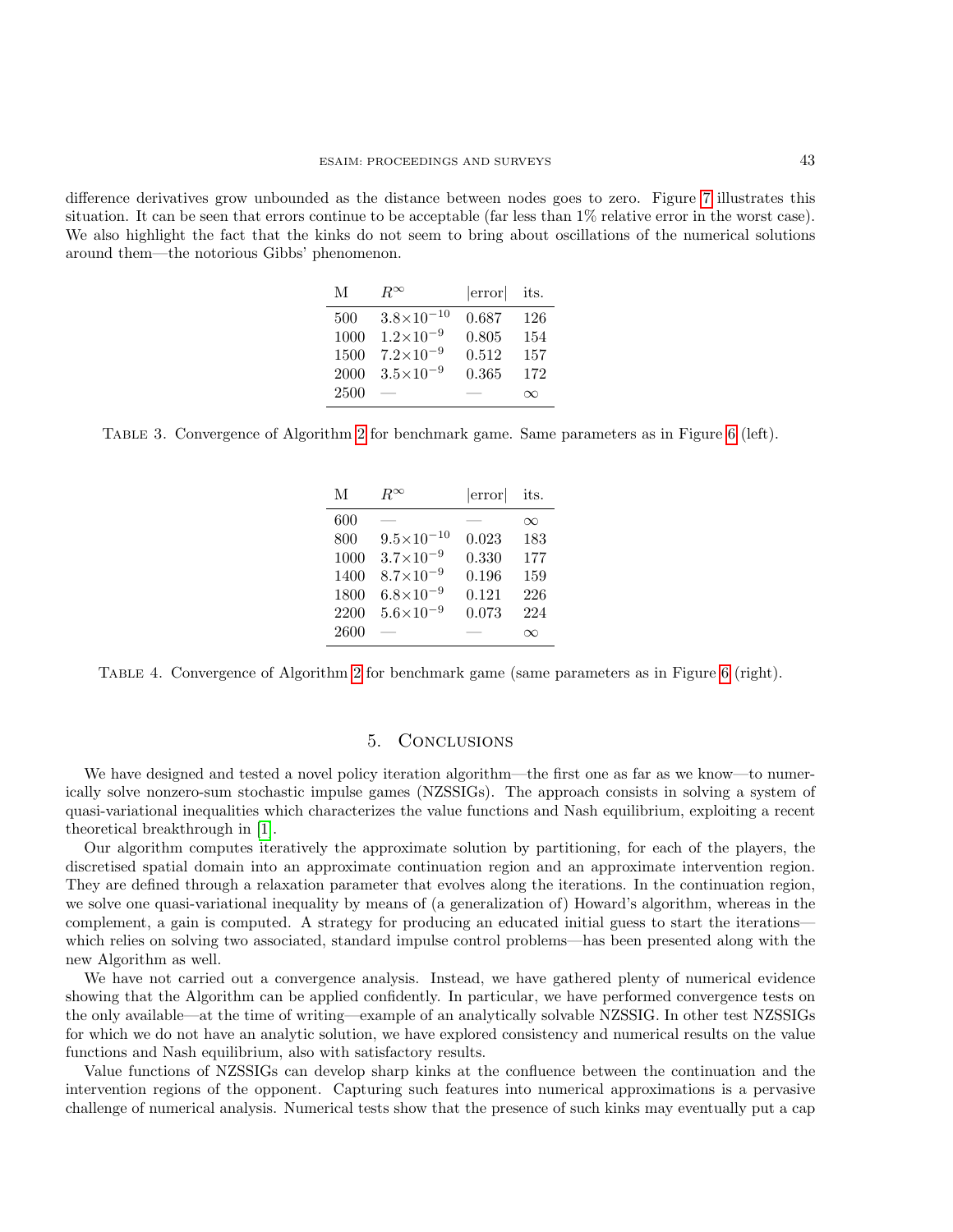difference derivatives grow unbounded as the distance between nodes goes to zero. Figure 7 illustrates this situation. It can be seen that errors continue to be acceptable (far less than 1% relative error in the worst case). We also highlight the fact that the kinks do not seem to bring about oscillations of the numerical solutions around them—the notorious Gibbs' phenomenon.

| M | $R^\infty$ | \|error\| | its. |
|---|---|---|---|
| 500 | $3.8\times10^{-10}$ | 0.687 | 126 |
| 1000 | $1.2\times10^{-9}$ | 0.805 | 154 |
| 1500 | $7.2\times10^{-9}$ | 0.512 | 157 |
| 2000 | $3.5\times10^{-9}$ | 0.365 | 172 |
| 2500 | — | — | $\infty$ |

Table 3. Convergence of Algorithm 2 for benchmark game. Same parameters as in Figure 6 (left).

| M | $R^\infty$ | \|error\| | its. |
|---|---|---|---|
| 600 | — | — | $\infty$ |
| 800 | $9.5\times10^{-10}$ | 0.023 | 183 |
| 1000 | $3.7\times10^{-9}$ | 0.330 | 177 |
| 1400 | $8.7\times10^{-9}$ | 0.196 | 159 |
| 1800 | $6.8\times10^{-9}$ | 0.121 | 226 |
| 2200 | $5.6\times10^{-9}$ | 0.073 | 224 |
| 2600 | — | — | $\infty$ |

Table 4. Convergence of Algorithm 2 for benchmark game (same parameters as in Figure 6 (right).

## 5. Conclusions

We have designed and tested a novel policy iteration algorithm—the first one as far as we know—to numerically solve nonzero-sum stochastic impulse games (NZSSIGs). The approach consists in solving a system of quasi-variational inequalities which characterizes the value functions and Nash equilibrium, exploiting a recent theoretical breakthrough in [1].

Our algorithm computes iteratively the approximate solution by partitioning, for each of the players, the discretised spatial domain into an approximate continuation region and an approximate intervention region. They are defined through a relaxation parameter that evolves along the iterations. In the continuation region, we solve one quasi-variational inequality by means of (a generalization of) Howard's algorithm, whereas in the complement, a gain is computed. A strategy for producing an educated initial guess to start the iterations—which relies on solving two associated, standard impulse control problems—has been presented along with the new Algorithm as well.

We have not carried out a convergence analysis. Instead, we have gathered plenty of numerical evidence showing that the Algorithm can be applied confidently. In particular, we have performed convergence tests on the only available—at the time of writing—example of an analytically solvable NZSSIG. In other test NZSSIGs for which we do not have an analytic solution, we have explored consistency and numerical results on the value functions and Nash equilibrium, also with satisfactory results.

Value functions of NZSSIGs can develop sharp kinks at the confluence between the continuation and the intervention regions of the opponent. Capturing such features into numerical approximations is a pervasive challenge of numerical analysis. Numerical tests show that the presence of such kinks may eventually put a cap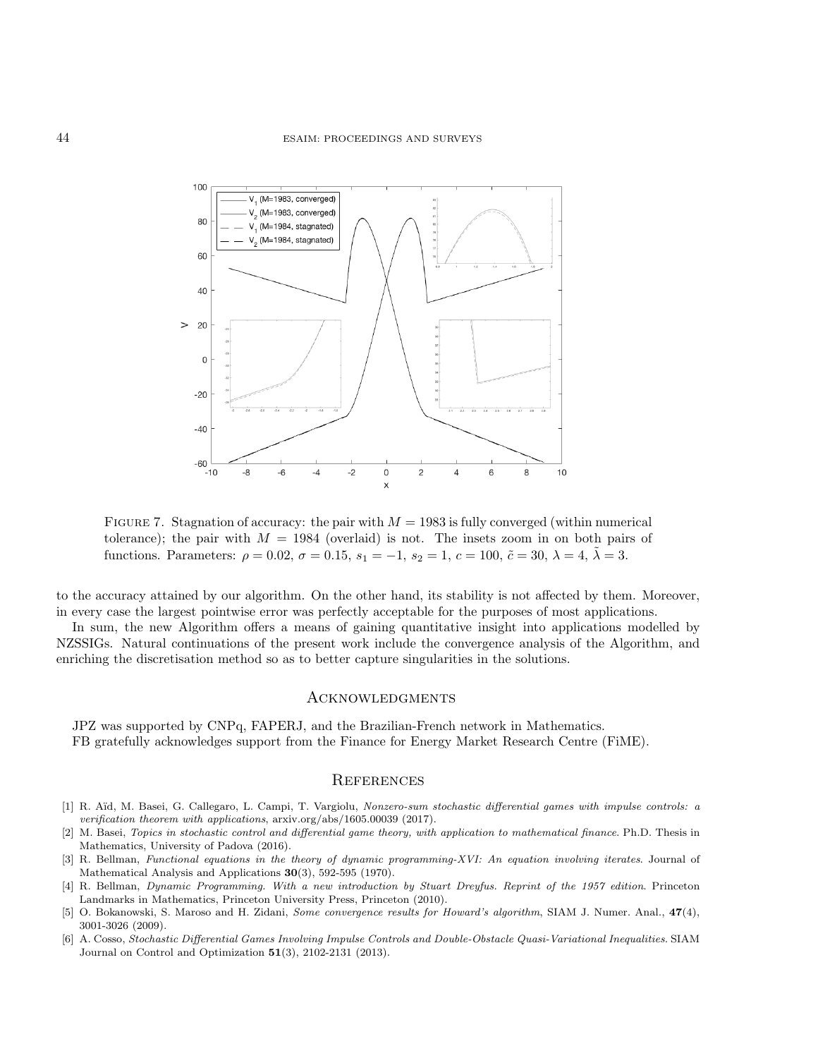FIGURE 7. Stagnation of accuracy: the pair with $M = 1983$ is fully converged (within numerical tolerance); the pair with $M = 1984$ (overlaid) is not. The insets zoom in on both pairs of functions. Parameters: $\rho = 0.02$, $\sigma = 0.15$, $s_1 = -1$, $s_2 = 1$, $c = 100$, $\tilde{c} = 30$, $\lambda = 4$, $\tilde{\lambda} = 3$.

to the accuracy attained by our algorithm. On the other hand, its stability is not affected by them. Moreover, in every case the largest pointwise error was perfectly acceptable for the purposes of most applications.

In sum, the new Algorithm offers a means of gaining quantitative insight into applications modelled by NZSSIGs. Natural continuations of the present work include the convergence analysis of the Algorithm, and enriching the discretisation method so as to better capture singularities in the solutions.

## Acknowledgments

JPZ was supported by CNPq, FAPERJ, and the Brazilian-French network in Mathematics.
FB gratefully acknowledges support from the Finance for Energy Market Research Centre (FiME).

## References

[1] R. Aïd, M. Basei, G. Callegaro, L. Campi, T. Vargiolu, *Nonzero-sum stochastic differential games with impulse controls: a verification theorem with applications*, arxiv.org/abs/1605.00039 (2017).

[2] M. Basei, *Topics in stochastic control and differential game theory, with application to mathematical finance*. Ph.D. Thesis in Mathematics, University of Padova (2016).

[3] R. Bellman, *Functional equations in the theory of dynamic programming-XVI: An equation involving iterates*. Journal of Mathematical Analysis and Applications **30**(3), 592-595 (1970).

[4] R. Bellman, *Dynamic Programming. With a new introduction by Stuart Dreyfus. Reprint of the 1957 edition*. Princeton Landmarks in Mathematics, Princeton University Press, Princeton (2010).

[5] O. Bokanowski, S. Maroso and H. Zidani, *Some convergence results for Howard's algorithm*, SIAM J. Numer. Anal., **47**(4), 3001-3026 (2009).

[6] A. Cosso, *Stochastic Differential Games Involving Impulse Controls and Double-Obstacle Quasi-Variational Inequalities*. SIAM Journal on Control and Optimization **51**(3), 2102-2131 (2013).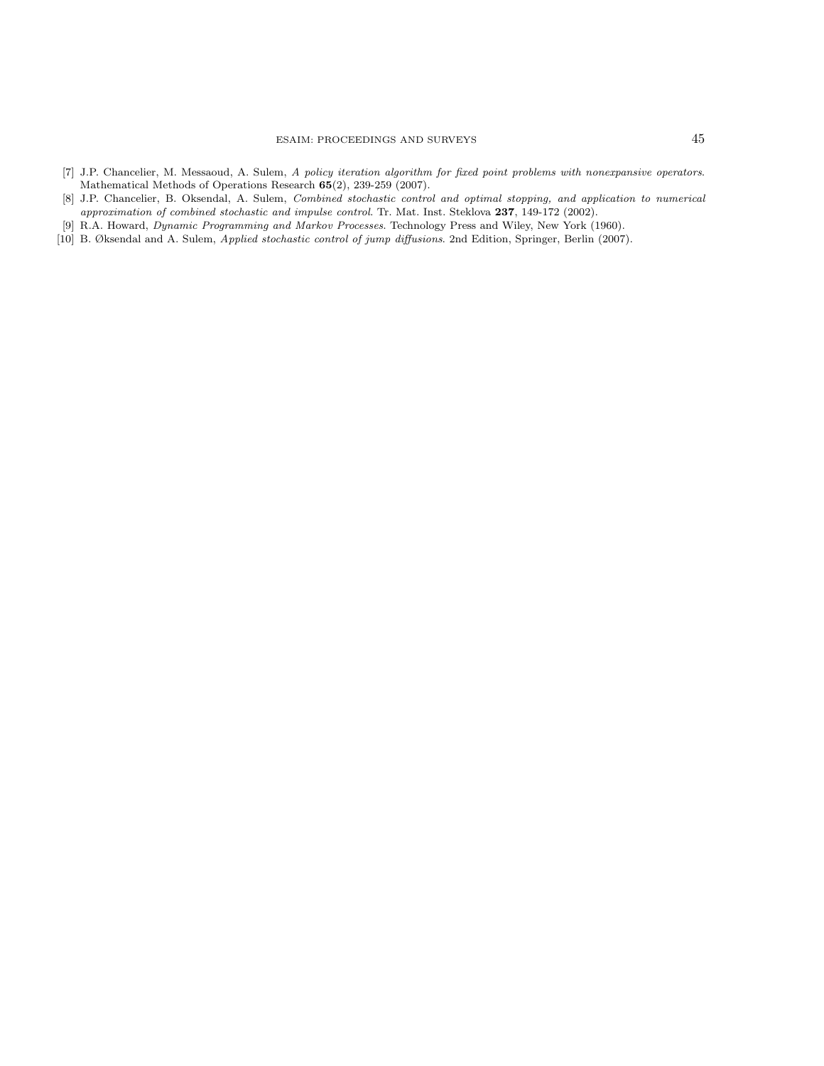[7] J.P. Chancelier, M. Messaoud, A. Sulem, *A policy iteration algorithm for fixed point problems with nonexpansive operators*. Mathematical Methods of Operations Research **65**(2), 239-259 (2007).

[8] J.P. Chancelier, B. Oksendal, A. Sulem, *Combined stochastic control and optimal stopping, and application to numerical approximation of combined stochastic and impulse control*. Tr. Mat. Inst. Steklova **237**, 149-172 (2002).

[9] R.A. Howard, *Dynamic Programming and Markov Processes*. Technology Press and Wiley, New York (1960).

[10] B. Øksendal and A. Sulem, *Applied stochastic control of jump diffusions*. 2nd Edition, Springer, Berlin (2007).